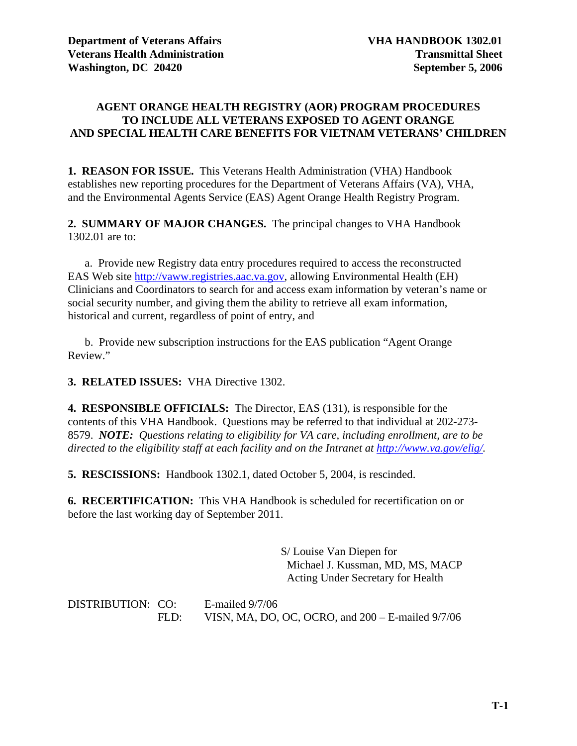**Department of Veterans Affairs** **VHA HANDBOOK 1302.01**
**Veterans Health Administration** **Transmittal Sheet**
**Washington, DC 20420** **September 5, 2006**

# AGENT ORANGE HEALTH REGISTRY (AOR) PROGRAM PROCEDURES TO INCLUDE ALL VETERANS EXPOSED TO AGENT ORANGE AND SPECIAL HEALTH CARE BENEFITS FOR VIETNAM VETERANS' CHILDREN

**1. REASON FOR ISSUE.** This Veterans Health Administration (VHA) Handbook establishes new reporting procedures for the Department of Veterans Affairs (VA), VHA, and the Environmental Agents Service (EAS) Agent Orange Health Registry Program.

**2. SUMMARY OF MAJOR CHANGES.** The principal changes to VHA Handbook 1302.01 are to:

a. Provide new Registry data entry procedures required to access the reconstructed EAS Web site http://vaww.registries.aac.va.gov, allowing Environmental Health (EH) Clinicians and Coordinators to search for and access exam information by veteran's name or social security number, and giving them the ability to retrieve all exam information, historical and current, regardless of point of entry, and

b. Provide new subscription instructions for the EAS publication "Agent Orange Review."

**3. RELATED ISSUES:** VHA Directive 1302.

**4. RESPONSIBLE OFFICIALS:** The Director, EAS (131), is responsible for the contents of this VHA Handbook. Questions may be referred to that individual at 202-273-8579. ***NOTE:*** *Questions relating to eligibility for VA care, including enrollment, are to be directed to the eligibility staff at each facility and on the Intranet at http://www.va.gov/elig/.*

**5. RESCISSIONS:** Handbook 1302.1, dated October 5, 2004, is rescinded.

**6. RECERTIFICATION:** This VHA Handbook is scheduled for recertification on or before the last working day of September 2011.

S/ Louise Van Diepen for
Michael J. Kussman, MD, MS, MACP
Acting Under Secretary for Health

DISTRIBUTION: CO: E-mailed 9/7/06
FLD: VISN, MA, DO, OC, OCRO, and 200 – E-mailed 9/7/06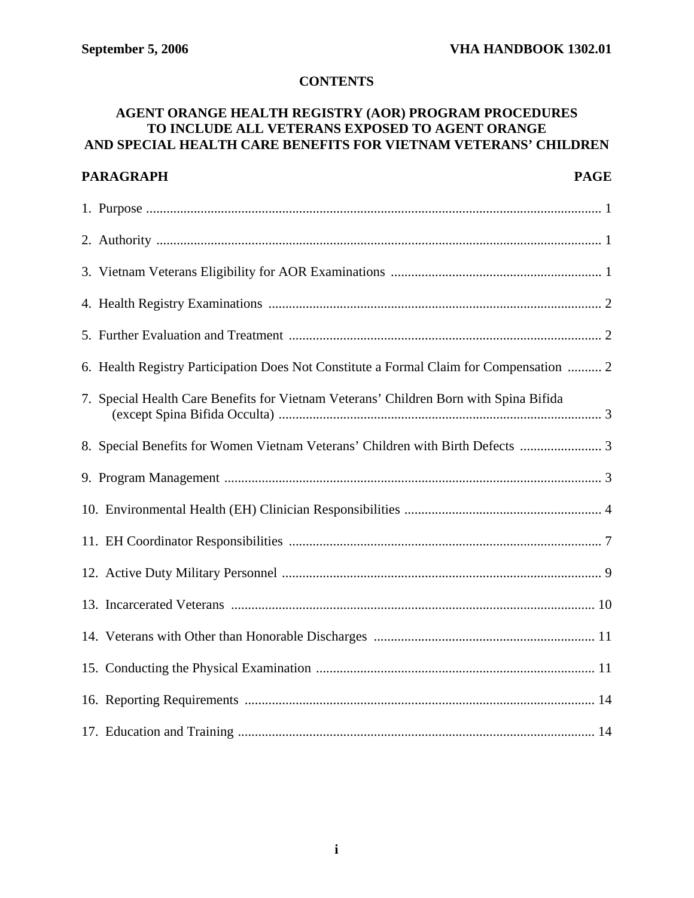## CONTENTS

## AGENT ORANGE HEALTH REGISTRY (AOR) PROGRAM PROCEDURES TO INCLUDE ALL VETERANS EXPOSED TO AGENT ORANGE AND SPECIAL HEALTH CARE BENEFITS FOR VIETNAM VETERANS' CHILDREN

| PARAGRAPH | PAGE |
|---|---|
| 1. Purpose | 1 |
| 2. Authority | 1 |
| 3. Vietnam Veterans Eligibility for AOR Examinations | 1 |
| 4. Health Registry Examinations | 2 |
| 5. Further Evaluation and Treatment | 2 |
| 6. Health Registry Participation Does Not Constitute a Formal Claim for Compensation | 2 |
| 7. Special Health Care Benefits for Vietnam Veterans' Children Born with Spina Bifida (except Spina Bifida Occulta) | 3 |
| 8. Special Benefits for Women Vietnam Veterans' Children with Birth Defects | 3 |
| 9. Program Management | 3 |
| 10. Environmental Health (EH) Clinician Responsibilities | 4 |
| 11. EH Coordinator Responsibilities | 7 |
| 12. Active Duty Military Personnel | 9 |
| 13. Incarcerated Veterans | 10 |
| 14. Veterans with Other than Honorable Discharges | 11 |
| 15. Conducting the Physical Examination | 11 |
| 16. Reporting Requirements | 14 |
| 17. Education and Training | 14 |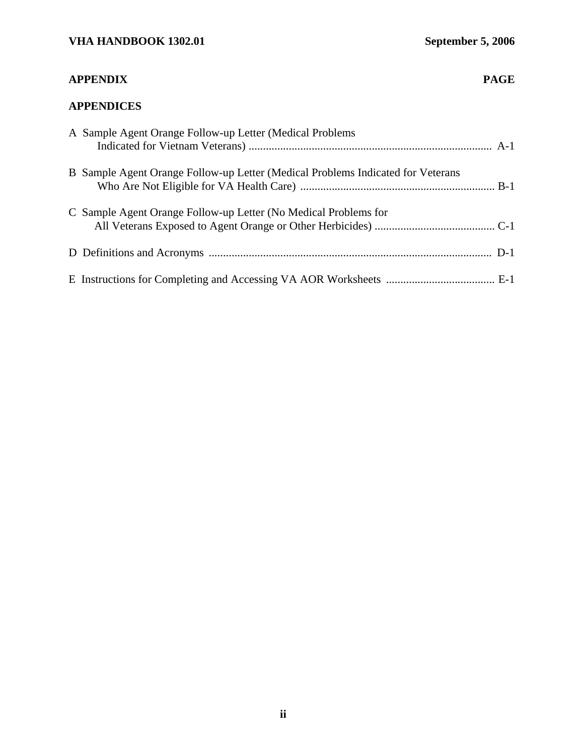| APPENDIX | PAGE |
|---|---|
| **APPENDICES** | |
| A Sample Agent Orange Follow-up Letter (Medical Problems Indicated for Vietnam Veterans) | A-1 |
| B Sample Agent Orange Follow-up Letter (Medical Problems Indicated for Veterans Who Are Not Eligible for VA Health Care) | B-1 |
| C Sample Agent Orange Follow-up Letter (No Medical Problems for All Veterans Exposed to Agent Orange or Other Herbicides) | C-1 |
| D Definitions and Acronyms | D-1 |
| E Instructions for Completing and Accessing VA AOR Worksheets | E-1 |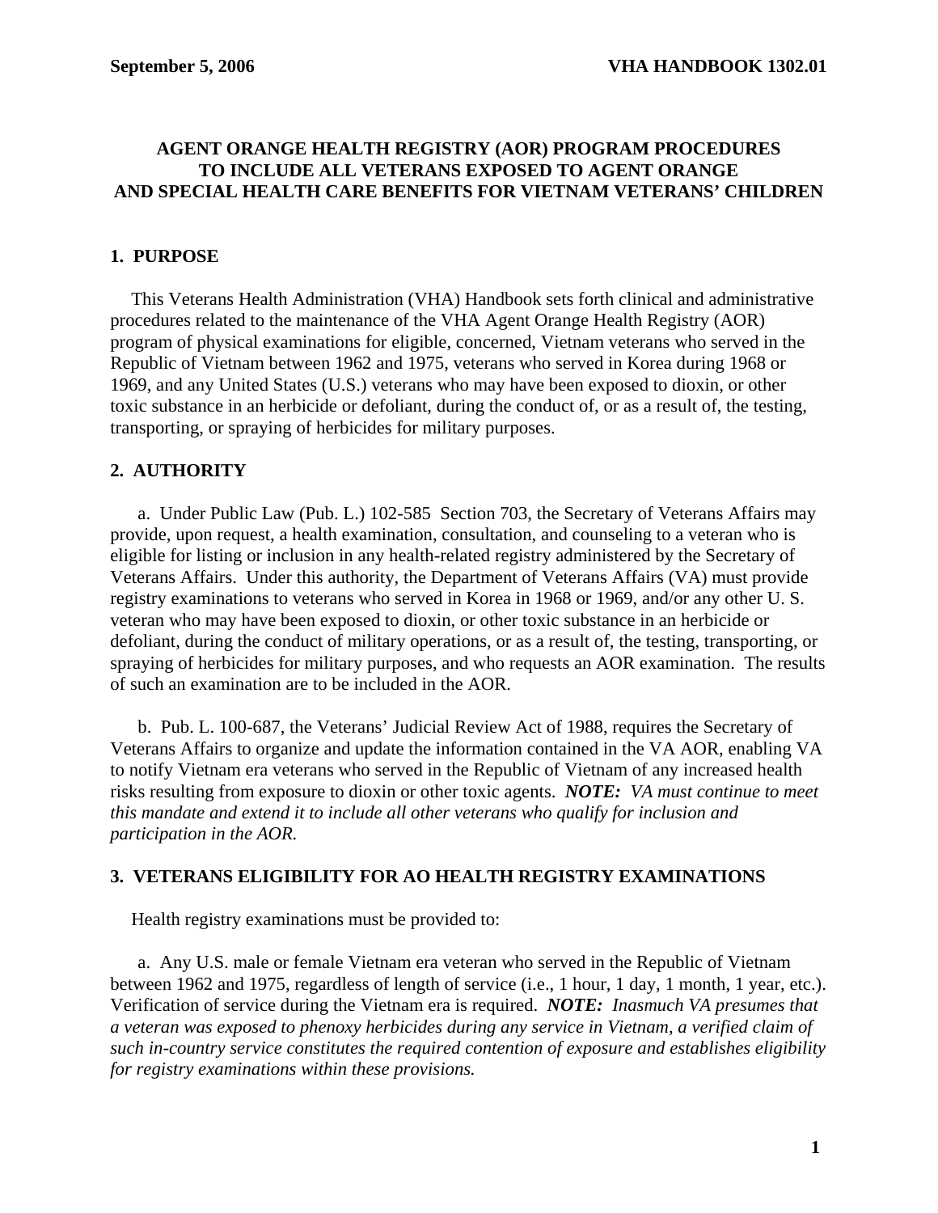# AGENT ORANGE HEALTH REGISTRY (AOR) PROGRAM PROCEDURES TO INCLUDE ALL VETERANS EXPOSED TO AGENT ORANGE AND SPECIAL HEALTH CARE BENEFITS FOR VIETNAM VETERANS' CHILDREN

## 1. PURPOSE

This Veterans Health Administration (VHA) Handbook sets forth clinical and administrative procedures related to the maintenance of the VHA Agent Orange Health Registry (AOR) program of physical examinations for eligible, concerned, Vietnam veterans who served in the Republic of Vietnam between 1962 and 1975, veterans who served in Korea during 1968 or 1969, and any United States (U.S.) veterans who may have been exposed to dioxin, or other toxic substance in an herbicide or defoliant, during the conduct of, or as a result of, the testing, transporting, or spraying of herbicides for military purposes.

## 2. AUTHORITY

a. Under Public Law (Pub. L.) 102-585 Section 703, the Secretary of Veterans Affairs may provide, upon request, a health examination, consultation, and counseling to a veteran who is eligible for listing or inclusion in any health-related registry administered by the Secretary of Veterans Affairs. Under this authority, the Department of Veterans Affairs (VA) must provide registry examinations to veterans who served in Korea in 1968 or 1969, and/or any other U. S. veteran who may have been exposed to dioxin, or other toxic substance in an herbicide or defoliant, during the conduct of military operations, or as a result of, the testing, transporting, or spraying of herbicides for military purposes, and who requests an AOR examination. The results of such an examination are to be included in the AOR.

b. Pub. L. 100-687, the Veterans' Judicial Review Act of 1988, requires the Secretary of Veterans Affairs to organize and update the information contained in the VA AOR, enabling VA to notify Vietnam era veterans who served in the Republic of Vietnam of any increased health risks resulting from exposure to dioxin or other toxic agents. ***NOTE:*** *VA must continue to meet this mandate and extend it to include all other veterans who qualify for inclusion and participation in the AOR.*

## 3. VETERANS ELIGIBILITY FOR AO HEALTH REGISTRY EXAMINATIONS

Health registry examinations must be provided to:

a. Any U.S. male or female Vietnam era veteran who served in the Republic of Vietnam between 1962 and 1975, regardless of length of service (i.e., 1 hour, 1 day, 1 month, 1 year, etc.). Verification of service during the Vietnam era is required. ***NOTE:*** *Inasmuch VA presumes that a veteran was exposed to phenoxy herbicides during any service in Vietnam, a verified claim of such in-country service constitutes the required contention of exposure and establishes eligibility for registry examinations within these provisions.*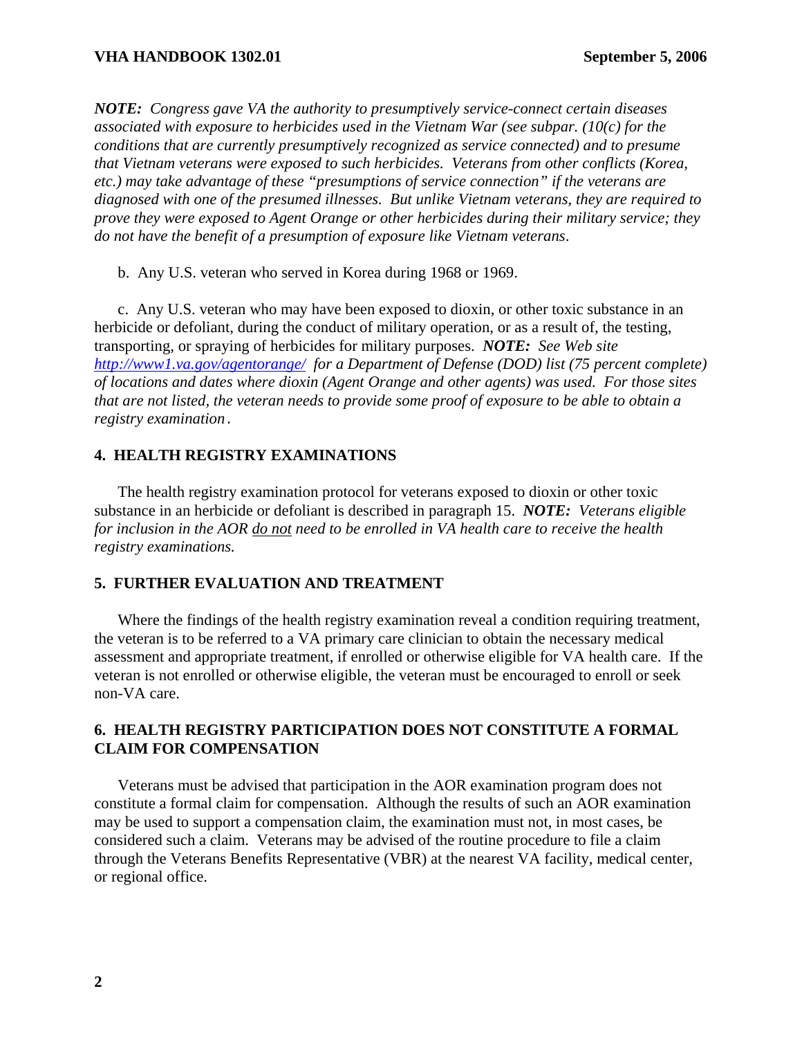***NOTE:*** *Congress gave VA the authority to presumptively service-connect certain diseases associated with exposure to herbicides used in the Vietnam War (see subpar. (10(c) for the conditions that are currently presumptively recognized as service connected) and to presume that Vietnam veterans were exposed to such herbicides. Veterans from other conflicts (Korea, etc.) may take advantage of these "presumptions of service connection" if the veterans are diagnosed with one of the presumed illnesses. But unlike Vietnam veterans, they are required to prove they were exposed to Agent Orange or other herbicides during their military service; they do not have the benefit of a presumption of exposure like Vietnam veterans.*

b. Any U.S. veteran who served in Korea during 1968 or 1969.

c. Any U.S. veteran who may have been exposed to dioxin, or other toxic substance in an herbicide or defoliant, during the conduct of military operation, or as a result of, the testing, transporting, or spraying of herbicides for military purposes. ***NOTE:*** *See Web site [http://www1.va.gov/agentorange/](http://www1.va.gov/agentorange/) for a Department of Defense (DOD) list (75 percent complete) of locations and dates where dioxin (Agent Orange and other agents) was used. For those sites that are not listed, the veteran needs to provide some proof of exposure to be able to obtain a registry examination.*

## 4. HEALTH REGISTRY EXAMINATIONS

The health registry examination protocol for veterans exposed to dioxin or other toxic substance in an herbicide or defoliant is described in paragraph 15. ***NOTE:*** *Veterans eligible for inclusion in the AOR do not need to be enrolled in VA health care to receive the health registry examinations.*

## 5. FURTHER EVALUATION AND TREATMENT

Where the findings of the health registry examination reveal a condition requiring treatment, the veteran is to be referred to a VA primary care clinician to obtain the necessary medical assessment and appropriate treatment, if enrolled or otherwise eligible for VA health care. If the veteran is not enrolled or otherwise eligible, the veteran must be encouraged to enroll or seek non-VA care.

## 6. HEALTH REGISTRY PARTICIPATION DOES NOT CONSTITUTE A FORMAL CLAIM FOR COMPENSATION

Veterans must be advised that participation in the AOR examination program does not constitute a formal claim for compensation. Although the results of such an AOR examination may be used to support a compensation claim, the examination must not, in most cases, be considered such a claim. Veterans may be advised of the routine procedure to file a claim through the Veterans Benefits Representative (VBR) at the nearest VA facility, medical center, or regional office.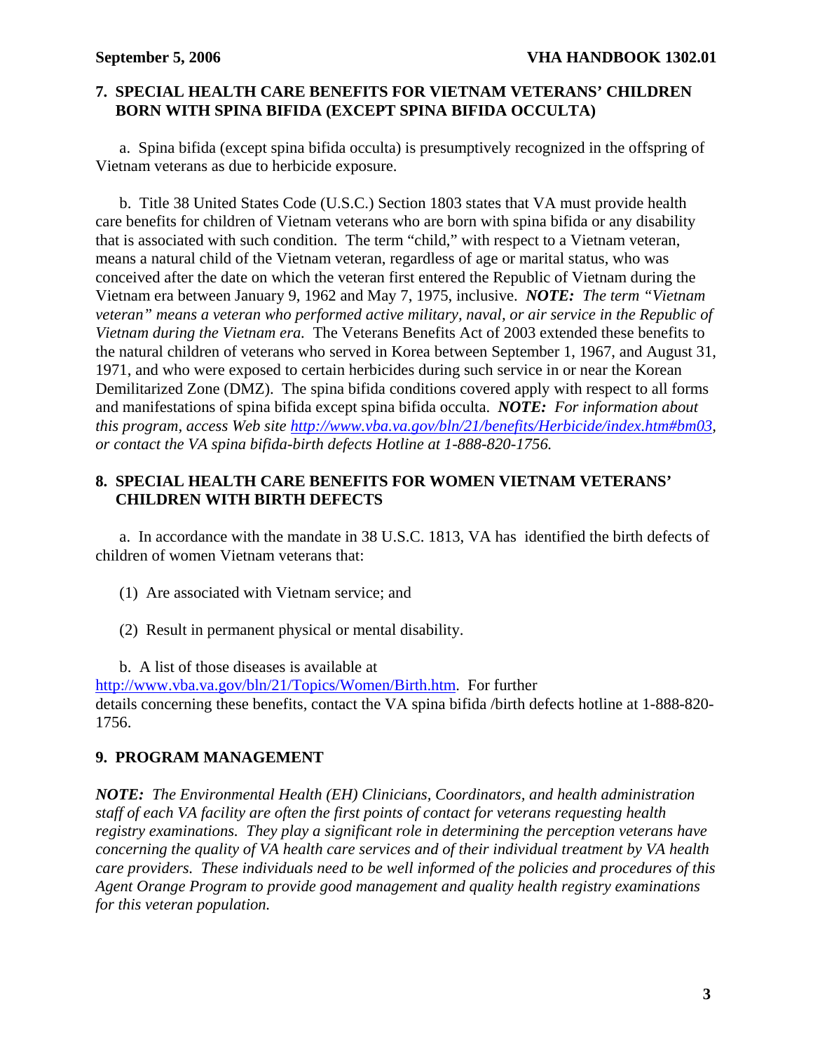## 7. SPECIAL HEALTH CARE BENEFITS FOR VIETNAM VETERANS' CHILDREN BORN WITH SPINA BIFIDA (EXCEPT SPINA BIFIDA OCCULTA)

a. Spina bifida (except spina bifida occulta) is presumptively recognized in the offspring of Vietnam veterans as due to herbicide exposure.

b. Title 38 United States Code (U.S.C.) Section 1803 states that VA must provide health care benefits for children of Vietnam veterans who are born with spina bifida or any disability that is associated with such condition. The term "child," with respect to a Vietnam veteran, means a natural child of the Vietnam veteran, regardless of age or marital status, who was conceived after the date on which the veteran first entered the Republic of Vietnam during the Vietnam era between January 9, 1962 and May 7, 1975, inclusive. ***NOTE:*** *The term "Vietnam veteran" means a veteran who performed active military, naval, or air service in the Republic of Vietnam during the Vietnam era.* The Veterans Benefits Act of 2003 extended these benefits to the natural children of veterans who served in Korea between September 1, 1967, and August 31, 1971, and who were exposed to certain herbicides during such service in or near the Korean Demilitarized Zone (DMZ). The spina bifida conditions covered apply with respect to all forms and manifestations of spina bifida except spina bifida occulta. ***NOTE:*** *For information about this program, access Web site http://www.vba.va.gov/bln/21/benefits/Herbicide/index.htm#bm03, or contact the VA spina bifida-birth defects Hotline at 1-888-820-1756.*

## 8. SPECIAL HEALTH CARE BENEFITS FOR WOMEN VIETNAM VETERANS' CHILDREN WITH BIRTH DEFECTS

a. In accordance with the mandate in 38 U.S.C. 1813, VA has identified the birth defects of children of women Vietnam veterans that:

(1) Are associated with Vietnam service; and

(2) Result in permanent physical or mental disability.

b. A list of those diseases is available at http://www.vba.va.gov/bln/21/Topics/Women/Birth.htm. For further details concerning these benefits, contact the VA spina bifida /birth defects hotline at 1-888-820-1756.

## 9. PROGRAM MANAGEMENT

***NOTE:*** *The Environmental Health (EH) Clinicians, Coordinators, and health administration staff of each VA facility are often the first points of contact for veterans requesting health registry examinations. They play a significant role in determining the perception veterans have concerning the quality of VA health care services and of their individual treatment by VA health care providers. These individuals need to be well informed of the policies and procedures of this Agent Orange Program to provide good management and quality health registry examinations for this veteran population.*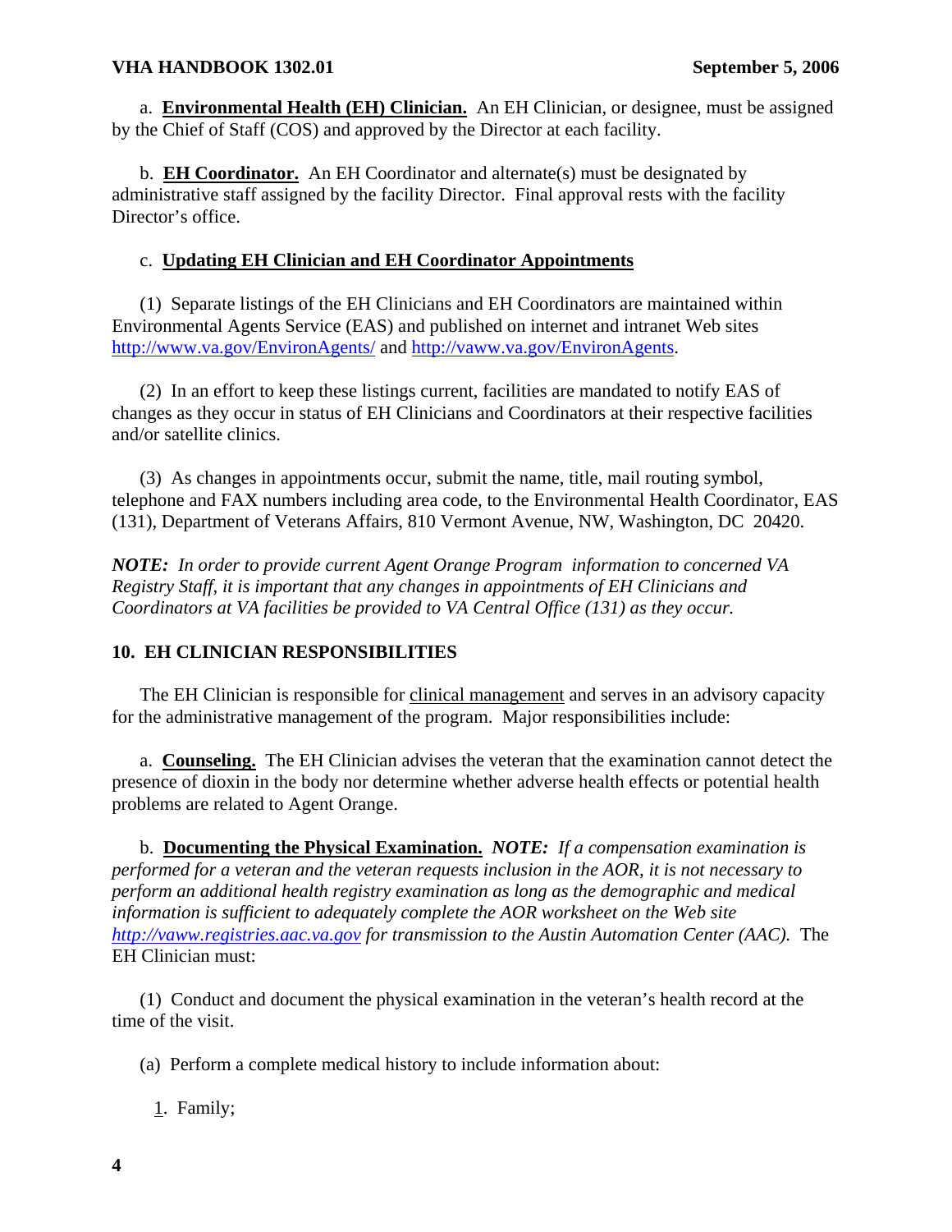a. **Environmental Health (EH) Clinician.** An EH Clinician, or designee, must be assigned by the Chief of Staff (COS) and approved by the Director at each facility.

b. **EH Coordinator.** An EH Coordinator and alternate(s) must be designated by administrative staff assigned by the facility Director. Final approval rests with the facility Director's office.

c. **Updating EH Clinician and EH Coordinator Appointments**

(1) Separate listings of the EH Clinicians and EH Coordinators are maintained within Environmental Agents Service (EAS) and published on internet and intranet Web sites http://www.va.gov/EnvironAgents/ and http://vaww.va.gov/EnvironAgents.

(2) In an effort to keep these listings current, facilities are mandated to notify EAS of changes as they occur in status of EH Clinicians and Coordinators at their respective facilities and/or satellite clinics.

(3) As changes in appointments occur, submit the name, title, mail routing symbol, telephone and FAX numbers including area code, to the Environmental Health Coordinator, EAS (131), Department of Veterans Affairs, 810 Vermont Avenue, NW, Washington, DC 20420.

***NOTE:*** *In order to provide current Agent Orange Program information to concerned VA Registry Staff, it is important that any changes in appointments of EH Clinicians and Coordinators at VA facilities be provided to VA Central Office (131) as they occur.*

## 10. EH CLINICIAN RESPONSIBILITIES

The EH Clinician is responsible for clinical management and serves in an advisory capacity for the administrative management of the program. Major responsibilities include:

a. **Counseling.** The EH Clinician advises the veteran that the examination cannot detect the presence of dioxin in the body nor determine whether adverse health effects or potential health problems are related to Agent Orange.

b. **Documenting the Physical Examination.** ***NOTE:*** *If a compensation examination is performed for a veteran and the veteran requests inclusion in the AOR, it is not necessary to perform an additional health registry examination as long as the demographic and medical information is sufficient to adequately complete the AOR worksheet on the Web site http://vaww.registries.aac.va.gov for transmission to the Austin Automation Center (AAC).* The EH Clinician must:

(1) Conduct and document the physical examination in the veteran's health record at the time of the visit.

(a) Perform a complete medical history to include information about:

1. Family;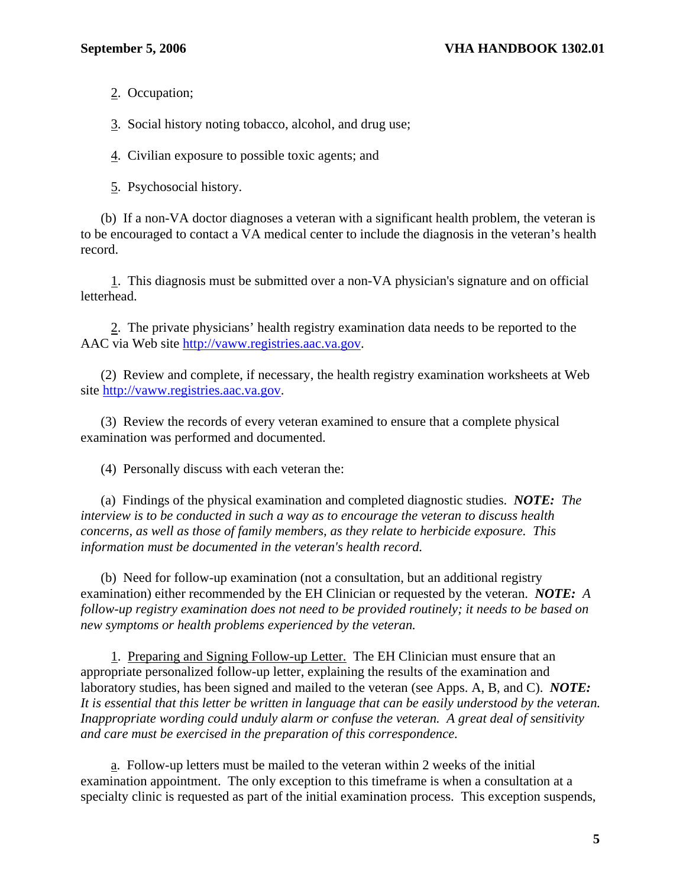2. Occupation;

3. Social history noting tobacco, alcohol, and drug use;

4. Civilian exposure to possible toxic agents; and

5. Psychosocial history.

(b) If a non-VA doctor diagnoses a veteran with a significant health problem, the veteran is to be encouraged to contact a VA medical center to include the diagnosis in the veteran's health record.

1. This diagnosis must be submitted over a non-VA physician's signature and on official letterhead.

2. The private physicians' health registry examination data needs to be reported to the AAC via Web site http://vaww.registries.aac.va.gov.

(2) Review and complete, if necessary, the health registry examination worksheets at Web site http://vaww.registries.aac.va.gov.

(3) Review the records of every veteran examined to ensure that a complete physical examination was performed and documented.

(4) Personally discuss with each veteran the:

(a) Findings of the physical examination and completed diagnostic studies. ***NOTE:*** *The interview is to be conducted in such a way as to encourage the veteran to discuss health concerns, as well as those of family members, as they relate to herbicide exposure. This information must be documented in the veteran's health record.*

(b) Need for follow-up examination (not a consultation, but an additional registry examination) either recommended by the EH Clinician or requested by the veteran. ***NOTE:*** *A follow-up registry examination does not need to be provided routinely; it needs to be based on new symptoms or health problems experienced by the veteran.*

1. Preparing and Signing Follow-up Letter. The EH Clinician must ensure that an appropriate personalized follow-up letter, explaining the results of the examination and laboratory studies, has been signed and mailed to the veteran (see Apps. A, B, and C). ***NOTE:*** *It is essential that this letter be written in language that can be easily understood by the veteran. Inappropriate wording could unduly alarm or confuse the veteran. A great deal of sensitivity and care must be exercised in the preparation of this correspondence.*

a. Follow-up letters must be mailed to the veteran within 2 weeks of the initial examination appointment. The only exception to this timeframe is when a consultation at a specialty clinic is requested as part of the initial examination process. This exception suspends,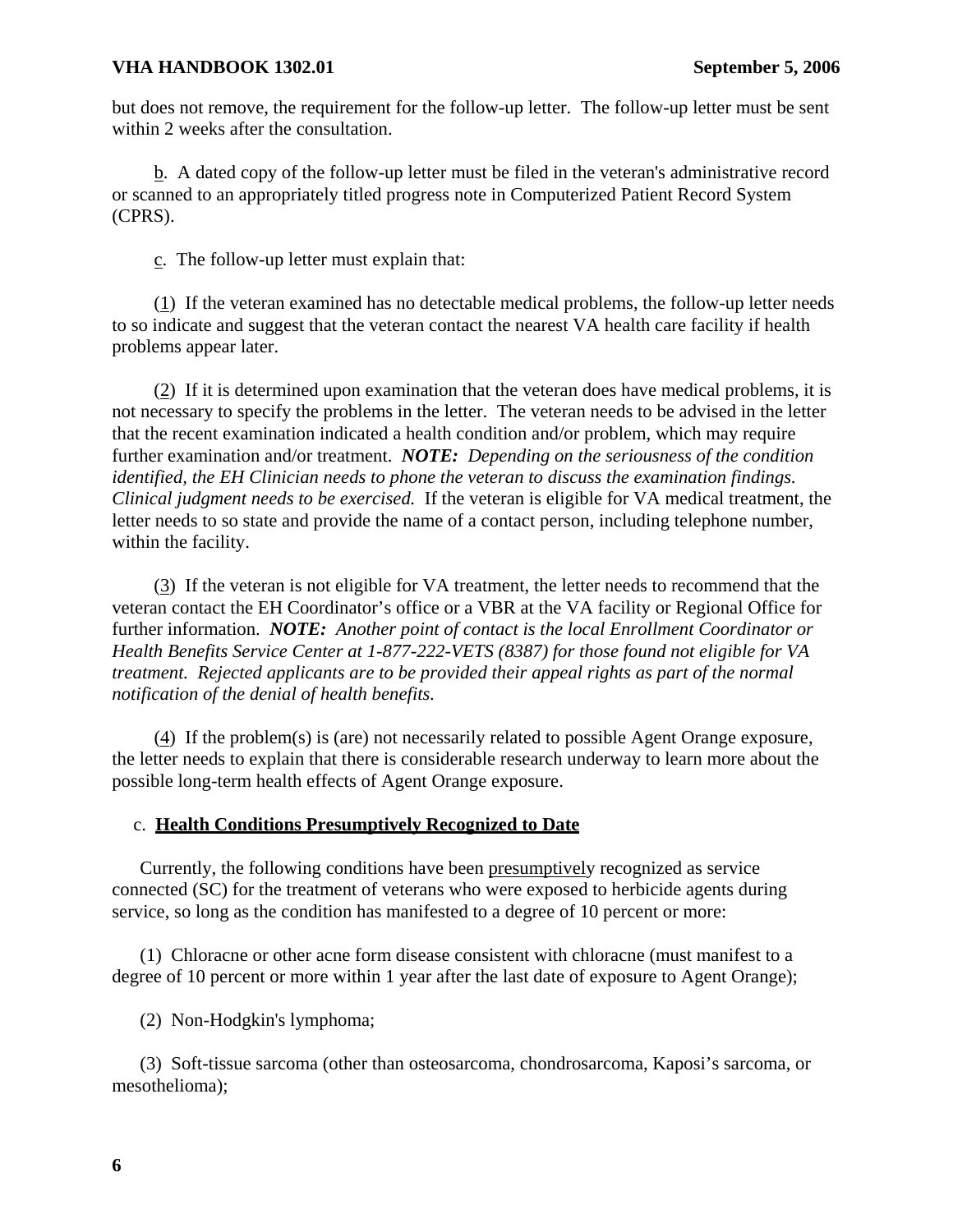but does not remove, the requirement for the follow-up letter. The follow-up letter must be sent within 2 weeks after the consultation.

b. A dated copy of the follow-up letter must be filed in the veteran's administrative record or scanned to an appropriately titled progress note in Computerized Patient Record System (CPRS).

c. The follow-up letter must explain that:

(1) If the veteran examined has no detectable medical problems, the follow-up letter needs to so indicate and suggest that the veteran contact the nearest VA health care facility if health problems appear later.

(2) If it is determined upon examination that the veteran does have medical problems, it is not necessary to specify the problems in the letter. The veteran needs to be advised in the letter that the recent examination indicated a health condition and/or problem, which may require further examination and/or treatment. ***NOTE:*** *Depending on the seriousness of the condition identified, the EH Clinician needs to phone the veteran to discuss the examination findings. Clinical judgment needs to be exercised.* If the veteran is eligible for VA medical treatment, the letter needs to so state and provide the name of a contact person, including telephone number, within the facility.

(3) If the veteran is not eligible for VA treatment, the letter needs to recommend that the veteran contact the EH Coordinator's office or a VBR at the VA facility or Regional Office for further information. ***NOTE:*** *Another point of contact is the local Enrollment Coordinator or Health Benefits Service Center at 1-877-222-VETS (8387) for those found not eligible for VA treatment. Rejected applicants are to be provided their appeal rights as part of the normal notification of the denial of health benefits.*

(4) If the problem(s) is (are) not necessarily related to possible Agent Orange exposure, the letter needs to explain that there is considerable research underway to learn more about the possible long-term health effects of Agent Orange exposure.

c. **Health Conditions Presumptively Recognized to Date**

Currently, the following conditions have been presumptively recognized as service connected (SC) for the treatment of veterans who were exposed to herbicide agents during service, so long as the condition has manifested to a degree of 10 percent or more:

(1) Chloracne or other acne form disease consistent with chloracne (must manifest to a degree of 10 percent or more within 1 year after the last date of exposure to Agent Orange);

(2) Non-Hodgkin's lymphoma;

(3) Soft-tissue sarcoma (other than osteosarcoma, chondrosarcoma, Kaposi's sarcoma, or mesothelioma);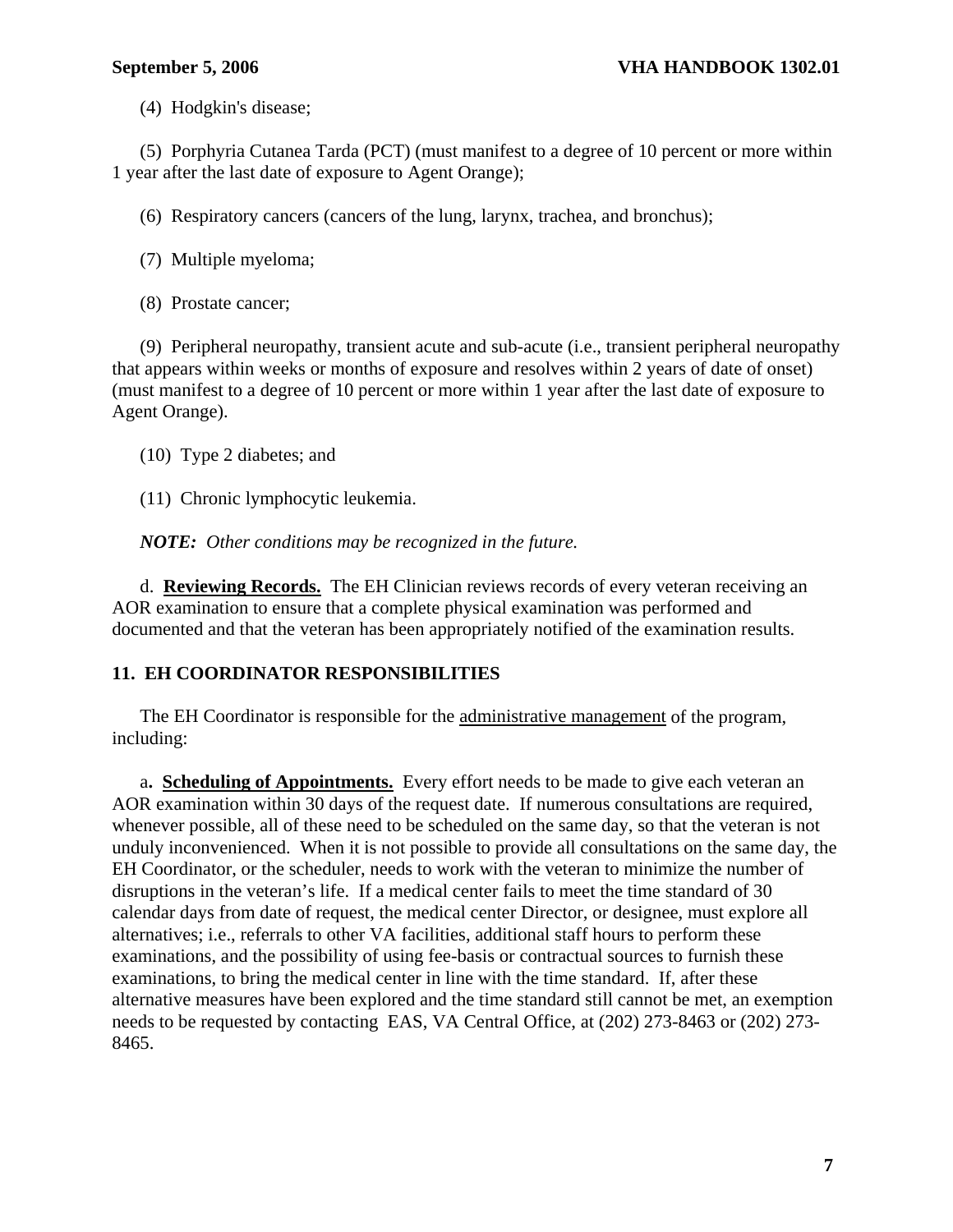(4) Hodgkin's disease;

(5) Porphyria Cutanea Tarda (PCT) (must manifest to a degree of 10 percent or more within 1 year after the last date of exposure to Agent Orange);

(6) Respiratory cancers (cancers of the lung, larynx, trachea, and bronchus);

(7) Multiple myeloma;

(8) Prostate cancer;

(9) Peripheral neuropathy, transient acute and sub-acute (i.e., transient peripheral neuropathy that appears within weeks or months of exposure and resolves within 2 years of date of onset) (must manifest to a degree of 10 percent or more within 1 year after the last date of exposure to Agent Orange).

(10) Type 2 diabetes; and

(11) Chronic lymphocytic leukemia.

***NOTE:** Other conditions may be recognized in the future.*

d. **Reviewing Records.** The EH Clinician reviews records of every veteran receiving an AOR examination to ensure that a complete physical examination was performed and documented and that the veteran has been appropriately notified of the examination results.

## 11. EH COORDINATOR RESPONSIBILITIES

The EH Coordinator is responsible for the administrative management of the program, including:

a. **Scheduling of Appointments.** Every effort needs to be made to give each veteran an AOR examination within 30 days of the request date. If numerous consultations are required, whenever possible, all of these need to be scheduled on the same day, so that the veteran is not unduly inconvenienced. When it is not possible to provide all consultations on the same day, the EH Coordinator, or the scheduler, needs to work with the veteran to minimize the number of disruptions in the veteran's life. If a medical center fails to meet the time standard of 30 calendar days from date of request, the medical center Director, or designee, must explore all alternatives; i.e., referrals to other VA facilities, additional staff hours to perform these examinations, and the possibility of using fee-basis or contractual sources to furnish these examinations, to bring the medical center in line with the time standard. If, after these alternative measures have been explored and the time standard still cannot be met, an exemption needs to be requested by contacting EAS, VA Central Office, at (202) 273-8463 or (202) 273-8465.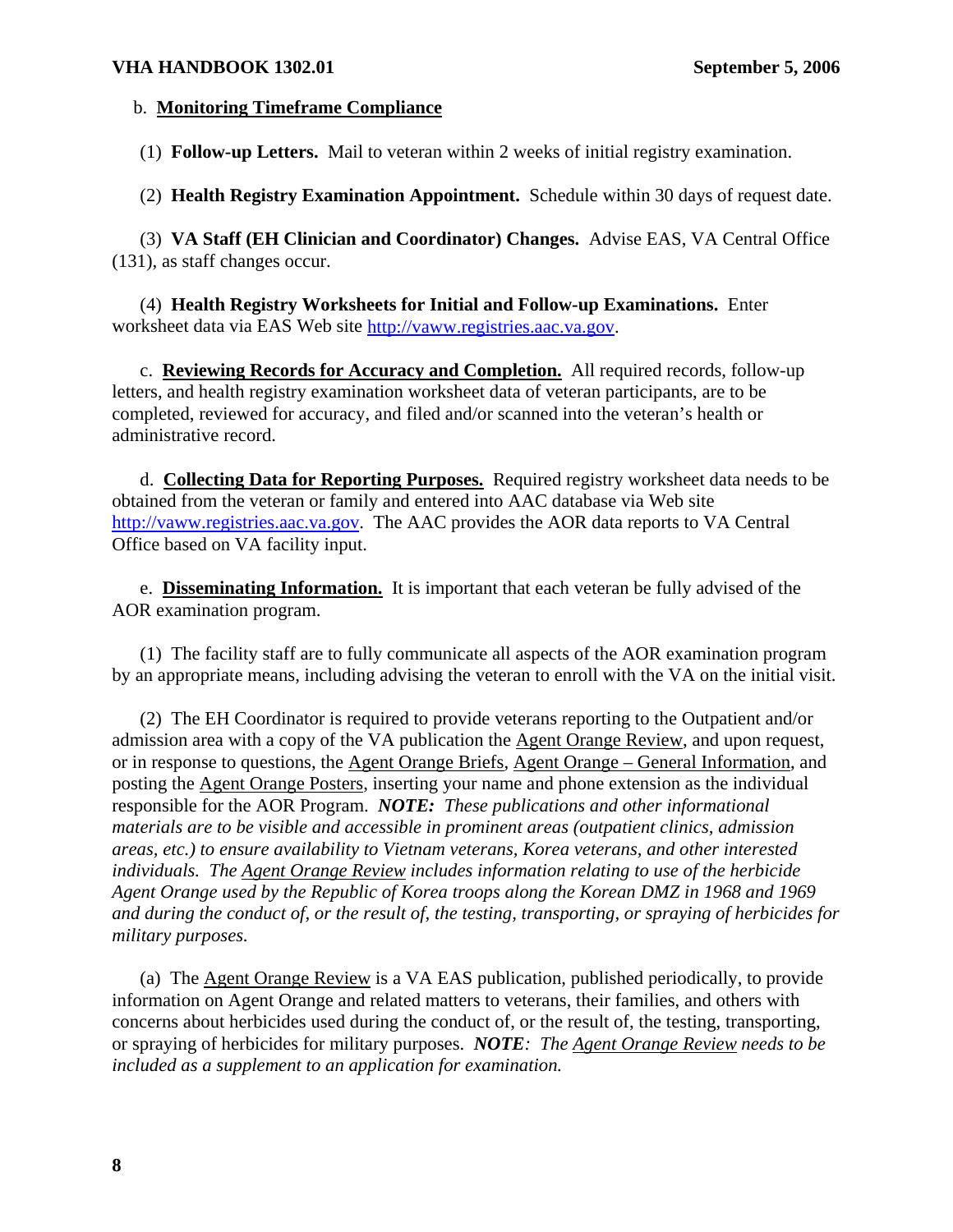b. **Monitoring Timeframe Compliance**

(1) **Follow-up Letters.** Mail to veteran within 2 weeks of initial registry examination.

(2) **Health Registry Examination Appointment.** Schedule within 30 days of request date.

(3) **VA Staff (EH Clinician and Coordinator) Changes.** Advise EAS, VA Central Office (131), as staff changes occur.

(4) **Health Registry Worksheets for Initial and Follow-up Examinations.** Enter worksheet data via EAS Web site http://vaww.registries.aac.va.gov.

c. **Reviewing Records for Accuracy and Completion.** All required records, follow-up letters, and health registry examination worksheet data of veteran participants, are to be completed, reviewed for accuracy, and filed and/or scanned into the veteran's health or administrative record.

d. **Collecting Data for Reporting Purposes.** Required registry worksheet data needs to be obtained from the veteran or family and entered into AAC database via Web site http://vaww.registries.aac.va.gov. The AAC provides the AOR data reports to VA Central Office based on VA facility input.

e. **Disseminating Information.** It is important that each veteran be fully advised of the AOR examination program.

(1) The facility staff are to fully communicate all aspects of the AOR examination program by an appropriate means, including advising the veteran to enroll with the VA on the initial visit.

(2) The EH Coordinator is required to provide veterans reporting to the Outpatient and/or admission area with a copy of the VA publication the Agent Orange Review, and upon request, or in response to questions, the Agent Orange Briefs, Agent Orange – General Information, and posting the Agent Orange Posters, inserting your name and phone extension as the individual responsible for the AOR Program. ***NOTE:*** *These publications and other informational materials are to be visible and accessible in prominent areas (outpatient clinics, admission areas, etc.) to ensure availability to Vietnam veterans, Korea veterans, and other interested individuals. The Agent Orange Review includes information relating to use of the herbicide Agent Orange used by the Republic of Korea troops along the Korean DMZ in 1968 and 1969 and during the conduct of, or the result of, the testing, transporting, or spraying of herbicides for military purposes.*

(a) The Agent Orange Review is a VA EAS publication, published periodically, to provide information on Agent Orange and related matters to veterans, their families, and others with concerns about herbicides used during the conduct of, or the result of, the testing, transporting, or spraying of herbicides for military purposes. ***NOTE****: The Agent Orange Review needs to be included as a supplement to an application for examination.*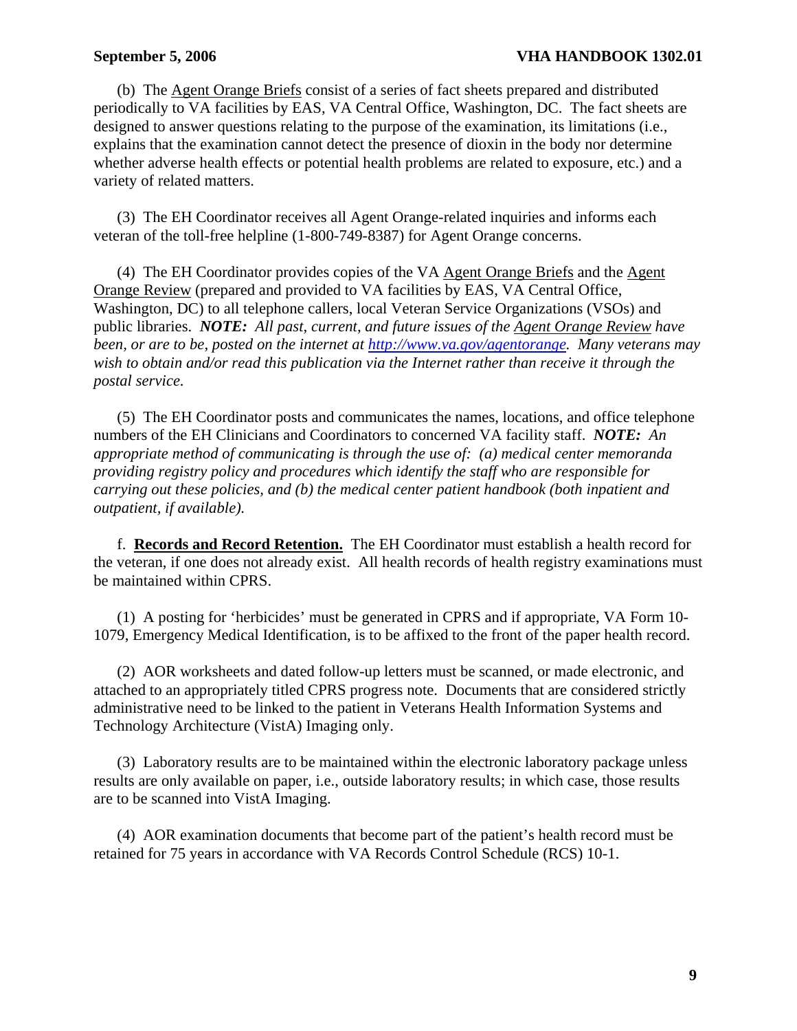(b) The Agent Orange Briefs consist of a series of fact sheets prepared and distributed periodically to VA facilities by EAS, VA Central Office, Washington, DC. The fact sheets are designed to answer questions relating to the purpose of the examination, its limitations (i.e., explains that the examination cannot detect the presence of dioxin in the body nor determine whether adverse health effects or potential health problems are related to exposure, etc.) and a variety of related matters.

(3) The EH Coordinator receives all Agent Orange-related inquiries and informs each veteran of the toll-free helpline (1-800-749-8387) for Agent Orange concerns.

(4) The EH Coordinator provides copies of the VA Agent Orange Briefs and the Agent Orange Review (prepared and provided to VA facilities by EAS, VA Central Office, Washington, DC) to all telephone callers, local Veteran Service Organizations (VSOs) and public libraries. ***NOTE:*** *All past, current, and future issues of the Agent Orange Review have been, or are to be, posted on the internet at http://www.va.gov/agentorange. Many veterans may wish to obtain and/or read this publication via the Internet rather than receive it through the postal service.*

(5) The EH Coordinator posts and communicates the names, locations, and office telephone numbers of the EH Clinicians and Coordinators to concerned VA facility staff. ***NOTE:*** *An appropriate method of communicating is through the use of: (a) medical center memoranda providing registry policy and procedures which identify the staff who are responsible for carrying out these policies, and (b) the medical center patient handbook (both inpatient and outpatient, if available).*

f. **Records and Record Retention.** The EH Coordinator must establish a health record for the veteran, if one does not already exist. All health records of health registry examinations must be maintained within CPRS.

(1) A posting for 'herbicides' must be generated in CPRS and if appropriate, VA Form 10-1079, Emergency Medical Identification, is to be affixed to the front of the paper health record.

(2) AOR worksheets and dated follow-up letters must be scanned, or made electronic, and attached to an appropriately titled CPRS progress note. Documents that are considered strictly administrative need to be linked to the patient in Veterans Health Information Systems and Technology Architecture (VistA) Imaging only.

(3) Laboratory results are to be maintained within the electronic laboratory package unless results are only available on paper, i.e., outside laboratory results; in which case, those results are to be scanned into VistA Imaging.

(4) AOR examination documents that become part of the patient's health record must be retained for 75 years in accordance with VA Records Control Schedule (RCS) 10-1.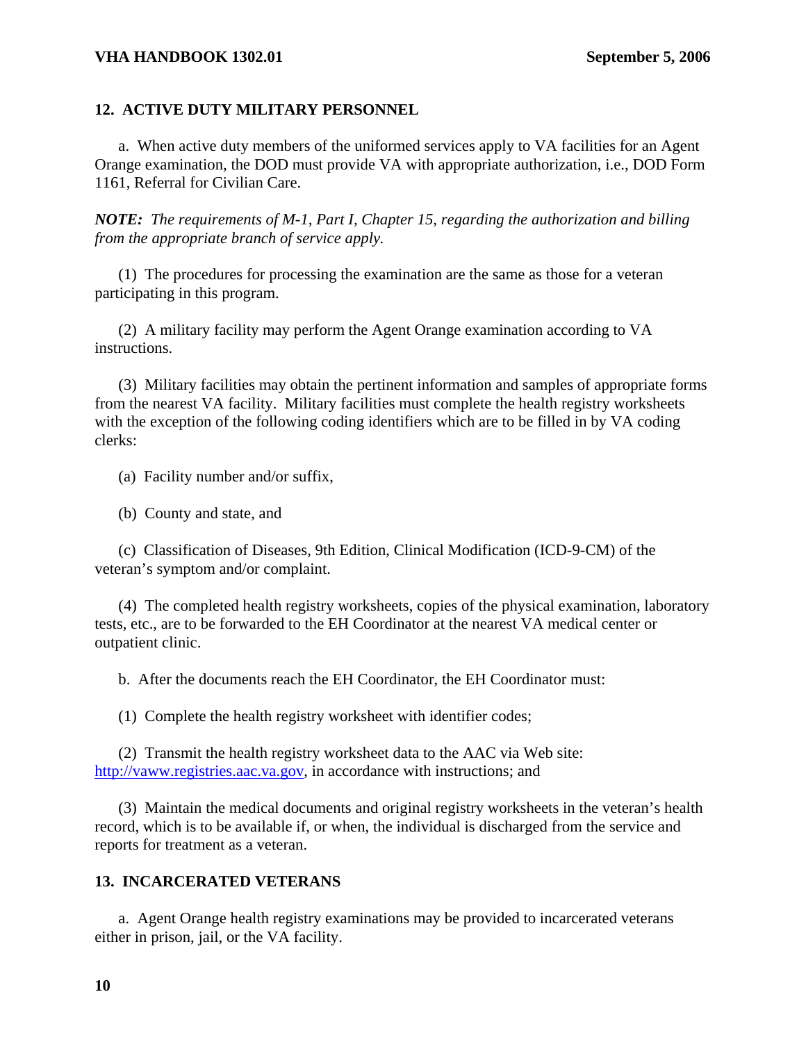## 12. ACTIVE DUTY MILITARY PERSONNEL

a. When active duty members of the uniformed services apply to VA facilities for an Agent Orange examination, the DOD must provide VA with appropriate authorization, i.e., DOD Form 1161, Referral for Civilian Care.

***NOTE:*** *The requirements of M-1, Part I, Chapter 15, regarding the authorization and billing from the appropriate branch of service apply.*

(1) The procedures for processing the examination are the same as those for a veteran participating in this program.

(2) A military facility may perform the Agent Orange examination according to VA instructions.

(3) Military facilities may obtain the pertinent information and samples of appropriate forms from the nearest VA facility. Military facilities must complete the health registry worksheets with the exception of the following coding identifiers which are to be filled in by VA coding clerks:

(a) Facility number and/or suffix,

(b) County and state, and

(c) Classification of Diseases, 9th Edition, Clinical Modification (ICD-9-CM) of the veteran's symptom and/or complaint.

(4) The completed health registry worksheets, copies of the physical examination, laboratory tests, etc., are to be forwarded to the EH Coordinator at the nearest VA medical center or outpatient clinic.

b. After the documents reach the EH Coordinator, the EH Coordinator must:

(1) Complete the health registry worksheet with identifier codes;

(2) Transmit the health registry worksheet data to the AAC via Web site: http://vaww.registries.aac.va.gov, in accordance with instructions; and

(3) Maintain the medical documents and original registry worksheets in the veteran's health record, which is to be available if, or when, the individual is discharged from the service and reports for treatment as a veteran.

## 13. INCARCERATED VETERANS

a. Agent Orange health registry examinations may be provided to incarcerated veterans either in prison, jail, or the VA facility.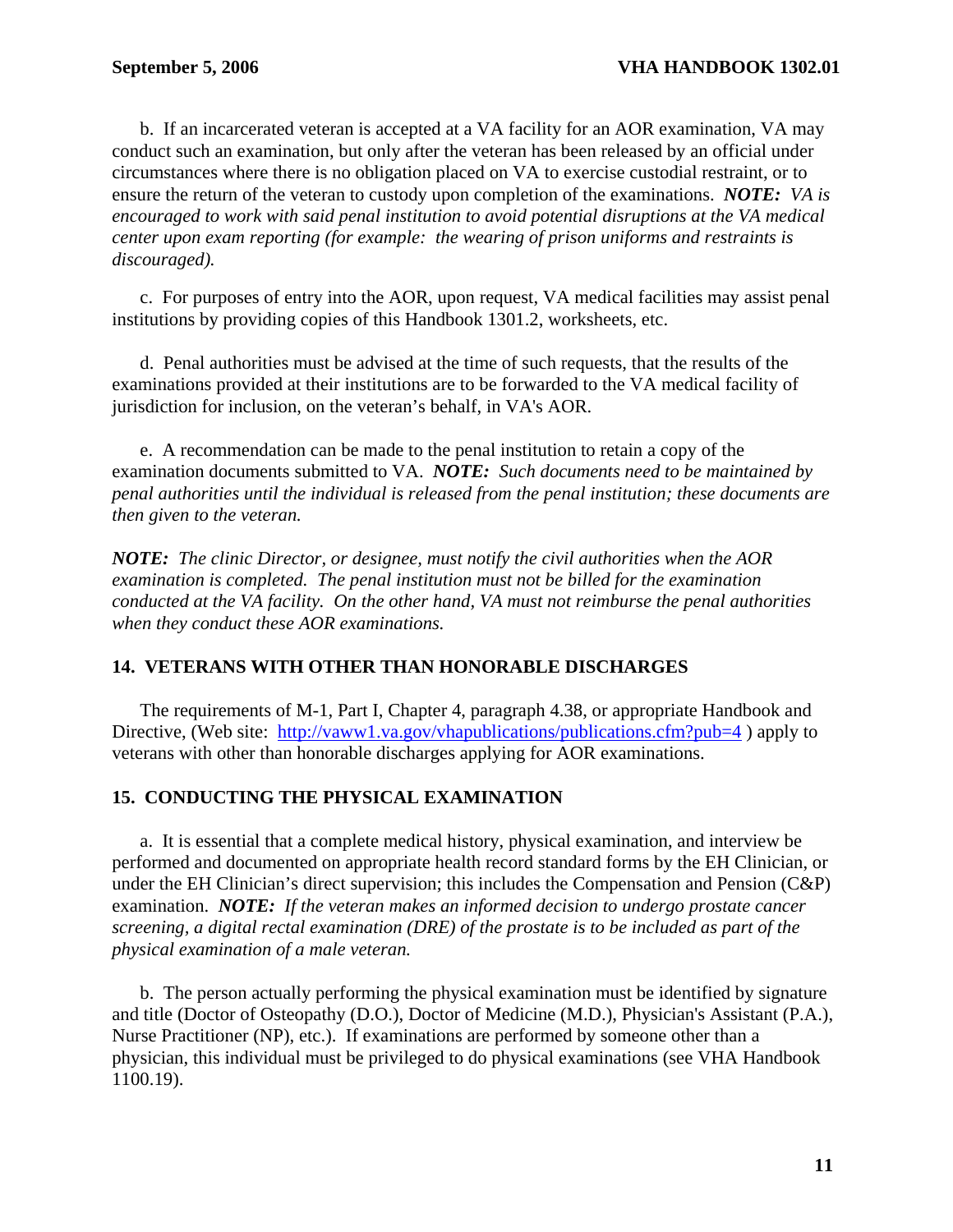b. If an incarcerated veteran is accepted at a VA facility for an AOR examination, VA may conduct such an examination, but only after the veteran has been released by an official under circumstances where there is no obligation placed on VA to exercise custodial restraint, or to ensure the return of the veteran to custody upon completion of the examinations. ***NOTE:*** *VA is encouraged to work with said penal institution to avoid potential disruptions at the VA medical center upon exam reporting (for example: the wearing of prison uniforms and restraints is discouraged).*

c. For purposes of entry into the AOR, upon request, VA medical facilities may assist penal institutions by providing copies of this Handbook 1301.2, worksheets, etc.

d. Penal authorities must be advised at the time of such requests, that the results of the examinations provided at their institutions are to be forwarded to the VA medical facility of jurisdiction for inclusion, on the veteran's behalf, in VA's AOR.

e. A recommendation can be made to the penal institution to retain a copy of the examination documents submitted to VA. ***NOTE:*** *Such documents need to be maintained by penal authorities until the individual is released from the penal institution; these documents are then given to the veteran.*

***NOTE:*** *The clinic Director, or designee, must notify the civil authorities when the AOR examination is completed. The penal institution must not be billed for the examination conducted at the VA facility. On the other hand, VA must not reimburse the penal authorities when they conduct these AOR examinations.*

## 14. VETERANS WITH OTHER THAN HONORABLE DISCHARGES

The requirements of M-1, Part I, Chapter 4, paragraph 4.38, or appropriate Handbook and Directive, (Web site: [http://vaww1.va.gov/vhapublications/publications.cfm?pub=4](http://vaww1.va.gov/vhapublications/publications.cfm?pub=4) ) apply to veterans with other than honorable discharges applying for AOR examinations.

## 15. CONDUCTING THE PHYSICAL EXAMINATION

a. It is essential that a complete medical history, physical examination, and interview be performed and documented on appropriate health record standard forms by the EH Clinician, or under the EH Clinician's direct supervision; this includes the Compensation and Pension (C&P) examination. ***NOTE:*** *If the veteran makes an informed decision to undergo prostate cancer screening, a digital rectal examination (DRE) of the prostate is to be included as part of the physical examination of a male veteran.*

b. The person actually performing the physical examination must be identified by signature and title (Doctor of Osteopathy (D.O.), Doctor of Medicine (M.D.), Physician's Assistant (P.A.), Nurse Practitioner (NP), etc.). If examinations are performed by someone other than a physician, this individual must be privileged to do physical examinations (see VHA Handbook 1100.19).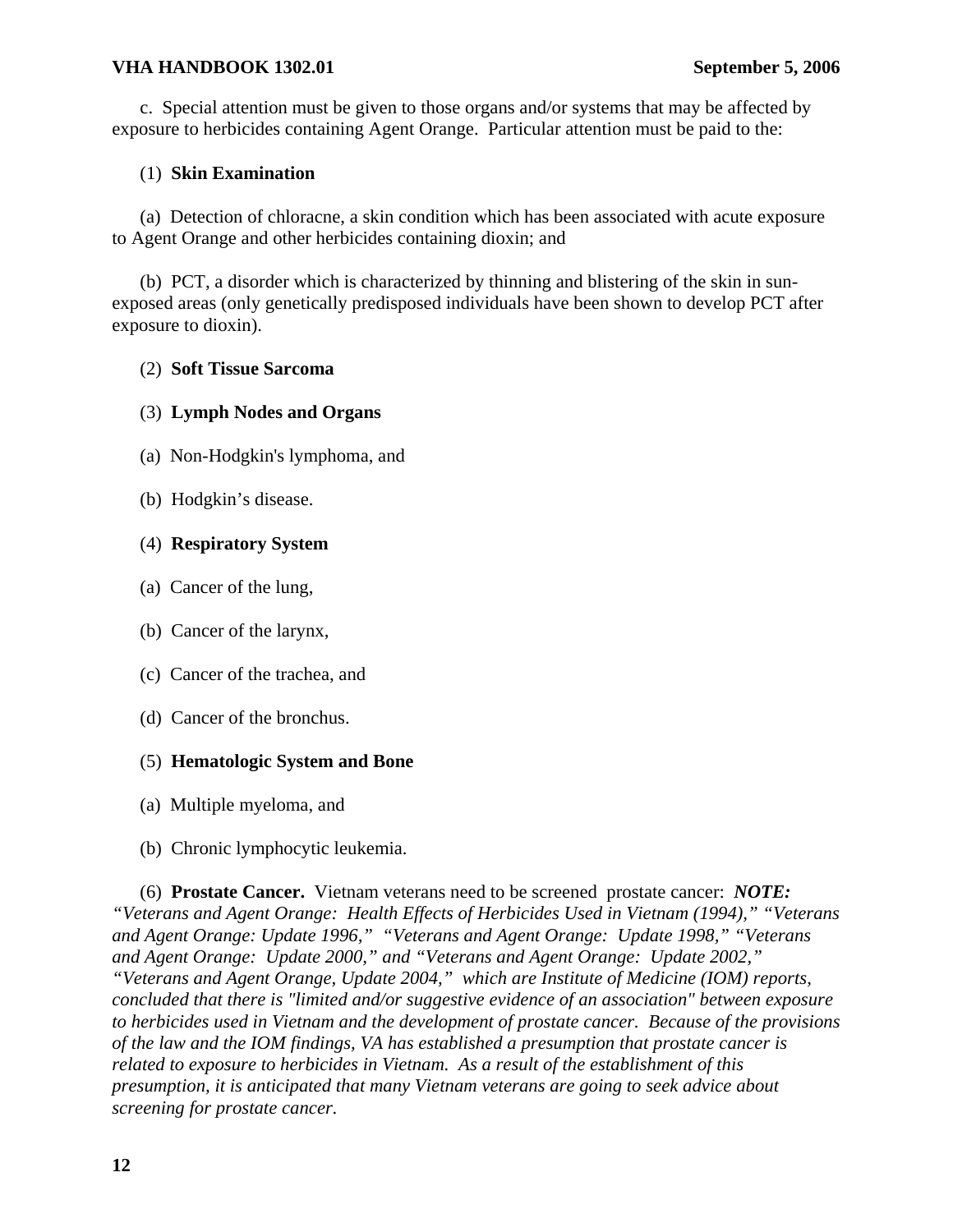c. Special attention must be given to those organs and/or systems that may be affected by exposure to herbicides containing Agent Orange. Particular attention must be paid to the:

(1) **Skin Examination**

(a) Detection of chloracne, a skin condition which has been associated with acute exposure to Agent Orange and other herbicides containing dioxin; and

(b) PCT, a disorder which is characterized by thinning and blistering of the skin in sun-exposed areas (only genetically predisposed individuals have been shown to develop PCT after exposure to dioxin).

(2) **Soft Tissue Sarcoma**

(3) **Lymph Nodes and Organs**

(a) Non-Hodgkin's lymphoma, and

(b) Hodgkin's disease.

(4) **Respiratory System**

(a) Cancer of the lung,

(b) Cancer of the larynx,

(c) Cancer of the trachea, and

(d) Cancer of the bronchus.

(5) **Hematologic System and Bone**

(a) Multiple myeloma, and

(b) Chronic lymphocytic leukemia.

(6) **Prostate Cancer.** Vietnam veterans need to be screened prostate cancer: ***NOTE:*** *"Veterans and Agent Orange: Health Effects of Herbicides Used in Vietnam (1994)," "Veterans and Agent Orange: Update 1996," "Veterans and Agent Orange: Update 1998," "Veterans and Agent Orange: Update 2000," and "Veterans and Agent Orange: Update 2002," "Veterans and Agent Orange, Update 2004," which are Institute of Medicine (IOM) reports, concluded that there is "limited and/or suggestive evidence of an association" between exposure to herbicides used in Vietnam and the development of prostate cancer. Because of the provisions of the law and the IOM findings, VA has established a presumption that prostate cancer is related to exposure to herbicides in Vietnam. As a result of the establishment of this presumption, it is anticipated that many Vietnam veterans are going to seek advice about screening for prostate cancer.*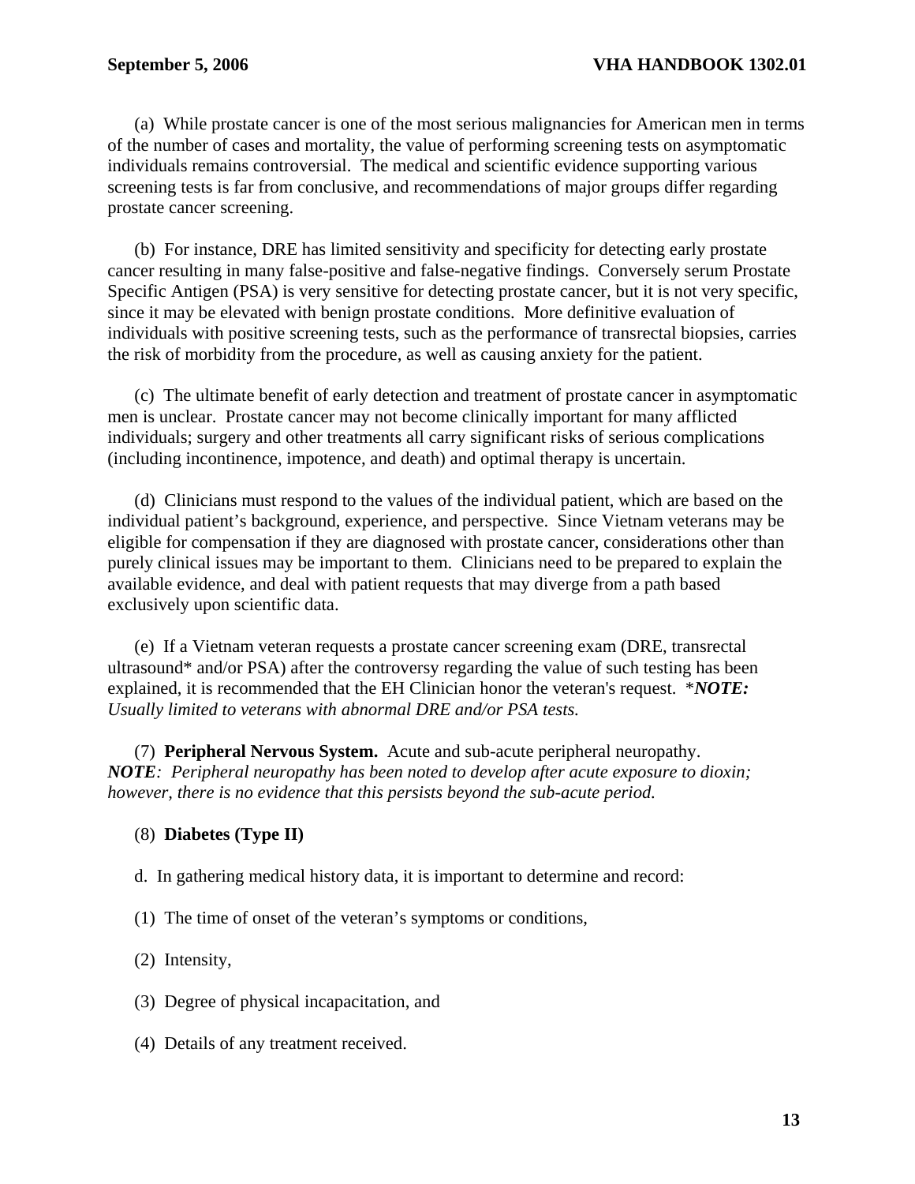(a) While prostate cancer is one of the most serious malignancies for American men in terms of the number of cases and mortality, the value of performing screening tests on asymptomatic individuals remains controversial. The medical and scientific evidence supporting various screening tests is far from conclusive, and recommendations of major groups differ regarding prostate cancer screening.

(b) For instance, DRE has limited sensitivity and specificity for detecting early prostate cancer resulting in many false-positive and false-negative findings. Conversely serum Prostate Specific Antigen (PSA) is very sensitive for detecting prostate cancer, but it is not very specific, since it may be elevated with benign prostate conditions. More definitive evaluation of individuals with positive screening tests, such as the performance of transrectal biopsies, carries the risk of morbidity from the procedure, as well as causing anxiety for the patient.

(c) The ultimate benefit of early detection and treatment of prostate cancer in asymptomatic men is unclear. Prostate cancer may not become clinically important for many afflicted individuals; surgery and other treatments all carry significant risks of serious complications (including incontinence, impotence, and death) and optimal therapy is uncertain.

(d) Clinicians must respond to the values of the individual patient, which are based on the individual patient's background, experience, and perspective. Since Vietnam veterans may be eligible for compensation if they are diagnosed with prostate cancer, considerations other than purely clinical issues may be important to them. Clinicians need to be prepared to explain the available evidence, and deal with patient requests that may diverge from a path based exclusively upon scientific data.

(e) If a Vietnam veteran requests a prostate cancer screening exam (DRE, transrectal ultrasound* and/or PSA) after the controversy regarding the value of such testing has been explained, it is recommended that the EH Clinician honor the veteran's request. **NOTE:** *Usually limited to veterans with abnormal DRE and/or PSA tests.*

(7) **Peripheral Nervous System.** Acute and sub-acute peripheral neuropathy. ***NOTE****: Peripheral neuropathy has been noted to develop after acute exposure to dioxin; however, there is no evidence that this persists beyond the sub-acute period.*

(8) **Diabetes (Type II)**

d. In gathering medical history data, it is important to determine and record:

(1) The time of onset of the veteran's symptoms or conditions,

(2) Intensity,

(3) Degree of physical incapacitation, and

(4) Details of any treatment received.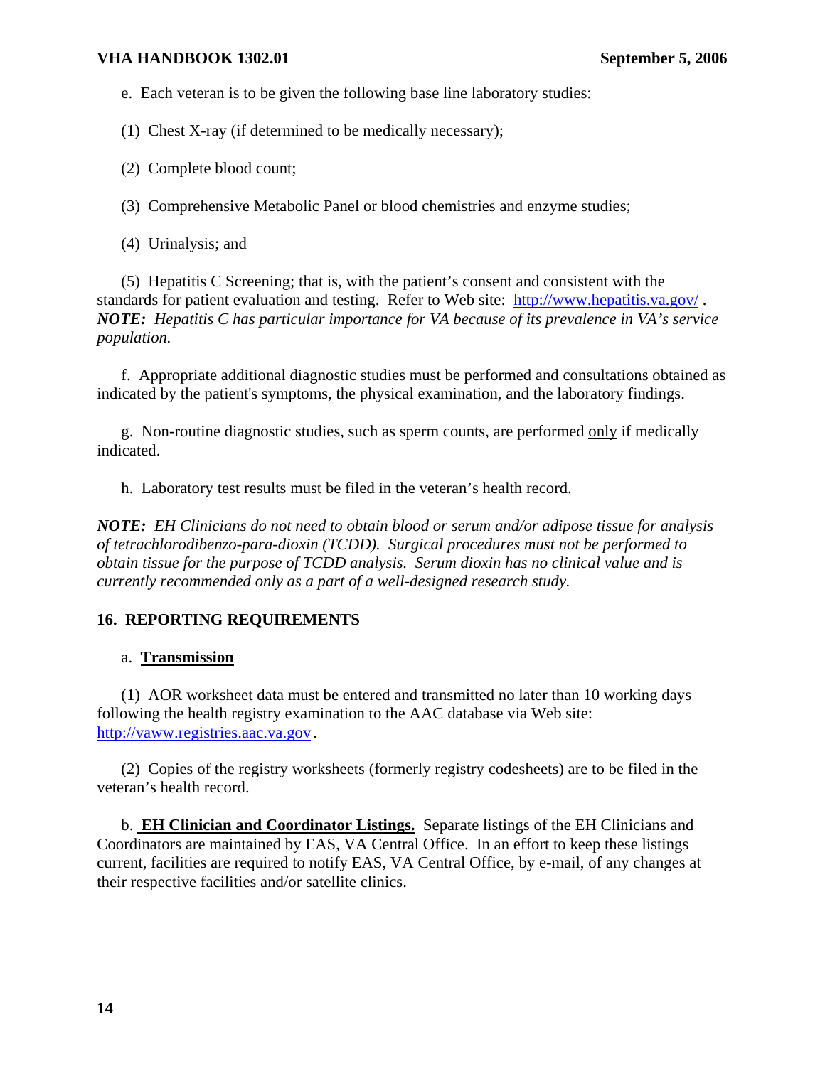e. Each veteran is to be given the following base line laboratory studies:

(1) Chest X-ray (if determined to be medically necessary);

(2) Complete blood count;

(3) Comprehensive Metabolic Panel or blood chemistries and enzyme studies;

(4) Urinalysis; and

(5) Hepatitis C Screening; that is, with the patient's consent and consistent with the standards for patient evaluation and testing. Refer to Web site: http://www.hepatitis.va.gov/ . ***NOTE:** Hepatitis C has particular importance for VA because of its prevalence in VA's service population.*

f. Appropriate additional diagnostic studies must be performed and consultations obtained as indicated by the patient's symptoms, the physical examination, and the laboratory findings.

g. Non-routine diagnostic studies, such as sperm counts, are performed <u>only</u> if medically indicated.

h. Laboratory test results must be filed in the veteran's health record.

***NOTE:** EH Clinicians do not need to obtain blood or serum and/or adipose tissue for analysis of tetrachlorodibenzo-para-dioxin (TCDD). Surgical procedures must not be performed to obtain tissue for the purpose of TCDD analysis. Serum dioxin has no clinical value and is currently recommended only as a part of a well-designed research study.*

## 16. REPORTING REQUIREMENTS

a. **<u>Transmission</u>**

(1) AOR worksheet data must be entered and transmitted no later than 10 working days following the health registry examination to the AAC database via Web site: http://vaww.registries.aac.va.gov.

(2) Copies of the registry worksheets (formerly registry codesheets) are to be filed in the veteran's health record.

b. **<u>EH Clinician and Coordinator Listings.</u>** Separate listings of the EH Clinicians and Coordinators are maintained by EAS, VA Central Office. In an effort to keep these listings current, facilities are required to notify EAS, VA Central Office, by e-mail, of any changes at their respective facilities and/or satellite clinics.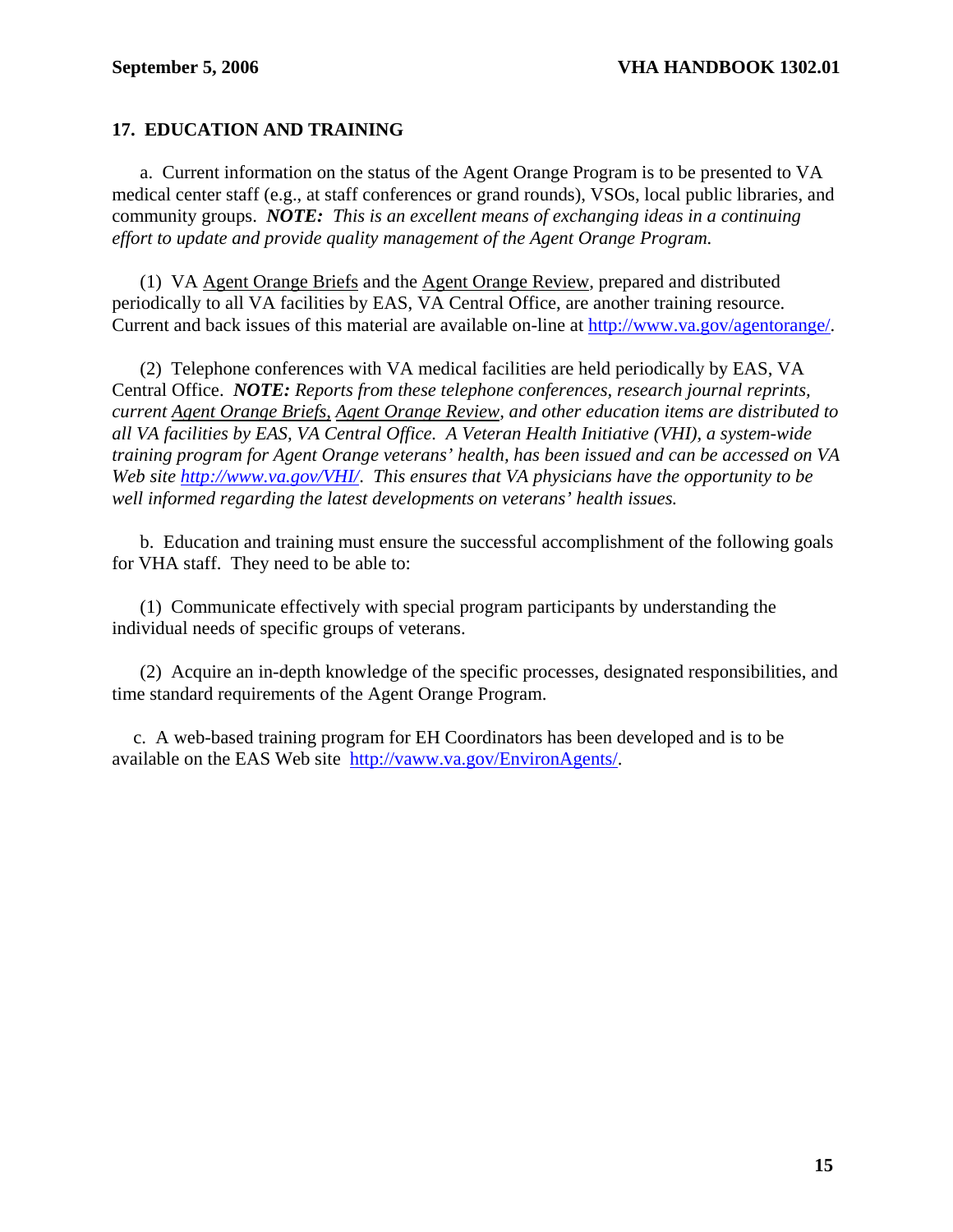## 17. EDUCATION AND TRAINING

a. Current information on the status of the Agent Orange Program is to be presented to VA medical center staff (e.g., at staff conferences or grand rounds), VSOs, local public libraries, and community groups. ***NOTE:*** *This is an excellent means of exchanging ideas in a continuing effort to update and provide quality management of the Agent Orange Program.*

(1) VA Agent Orange Briefs and the Agent Orange Review, prepared and distributed periodically to all VA facilities by EAS, VA Central Office, are another training resource. Current and back issues of this material are available on-line at http://www.va.gov/agentorange/.

(2) Telephone conferences with VA medical facilities are held periodically by EAS, VA Central Office. ***NOTE:*** *Reports from these telephone conferences, research journal reprints, current Agent Orange Briefs, Agent Orange Review, and other education items are distributed to all VA facilities by EAS, VA Central Office. A Veteran Health Initiative (VHI), a system-wide training program for Agent Orange veterans' health, has been issued and can be accessed on VA Web site http://www.va.gov/VHI/. This ensures that VA physicians have the opportunity to be well informed regarding the latest developments on veterans' health issues.*

b. Education and training must ensure the successful accomplishment of the following goals for VHA staff. They need to be able to:

(1) Communicate effectively with special program participants by understanding the individual needs of specific groups of veterans.

(2) Acquire an in-depth knowledge of the specific processes, designated responsibilities, and time standard requirements of the Agent Orange Program.

c. A web-based training program for EH Coordinators has been developed and is to be available on the EAS Web site http://vaww.va.gov/EnvironAgents/.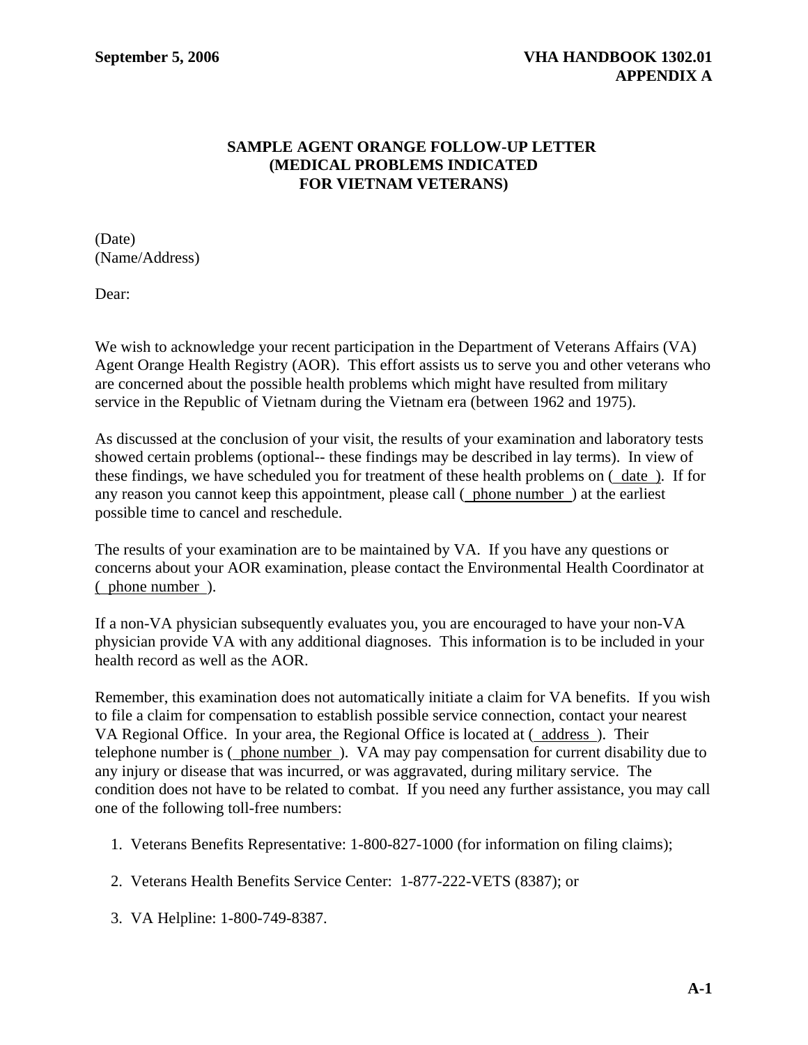## SAMPLE AGENT ORANGE FOLLOW-UP LETTER (MEDICAL PROBLEMS INDICATED FOR VIETNAM VETERANS)

(Date)
(Name/Address)

Dear:

We wish to acknowledge your recent participation in the Department of Veterans Affairs (VA) Agent Orange Health Registry (AOR). This effort assists us to serve you and other veterans who are concerned about the possible health problems which might have resulted from military service in the Republic of Vietnam during the Vietnam era (between 1962 and 1975).

As discussed at the conclusion of your visit, the results of your examination and laboratory tests showed certain problems (optional-- these findings may be described in lay terms). In view of these findings, we have scheduled you for treatment of these health problems on ( date ). If for any reason you cannot keep this appointment, please call ( phone number ) at the earliest possible time to cancel and reschedule.

The results of your examination are to be maintained by VA. If you have any questions or concerns about your AOR examination, please contact the Environmental Health Coordinator at ( phone number ).

If a non-VA physician subsequently evaluates you, you are encouraged to have your non-VA physician provide VA with any additional diagnoses. This information is to be included in your health record as well as the AOR.

Remember, this examination does not automatically initiate a claim for VA benefits. If you wish to file a claim for compensation to establish possible service connection, contact your nearest VA Regional Office. In your area, the Regional Office is located at ( address ). Their telephone number is ( phone number ). VA may pay compensation for current disability due to any injury or disease that was incurred, or was aggravated, during military service. The condition does not have to be related to combat. If you need any further assistance, you may call one of the following toll-free numbers:

1. Veterans Benefits Representative: 1-800-827-1000 (for information on filing claims);
2. Veterans Health Benefits Service Center: 1-877-222-VETS (8387); or
3. VA Helpline: 1-800-749-8387.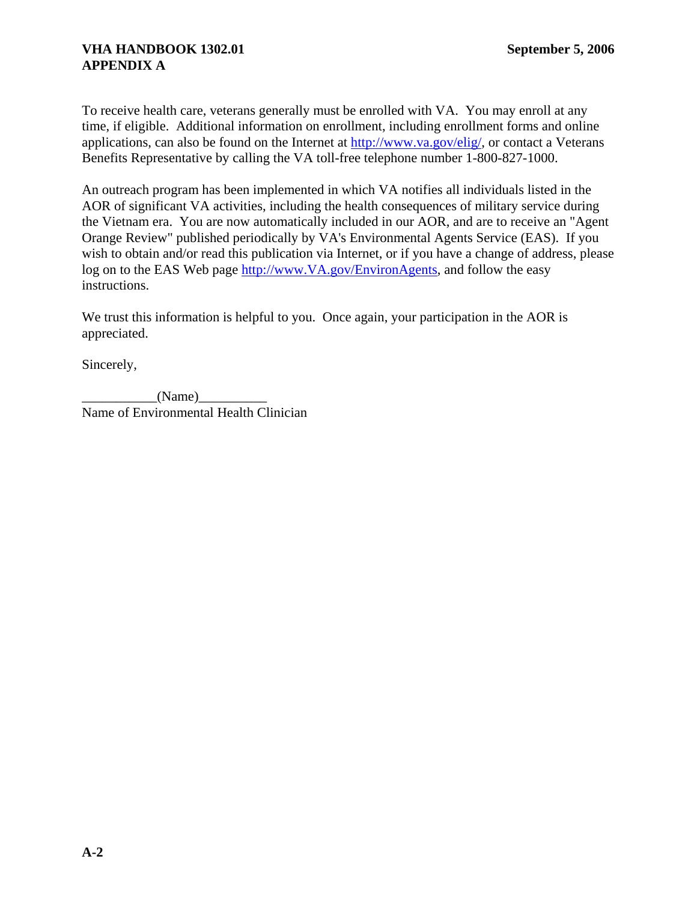To receive health care, veterans generally must be enrolled with VA. You may enroll at any time, if eligible. Additional information on enrollment, including enrollment forms and online applications, can also be found on the Internet at http://www.va.gov/elig/, or contact a Veterans Benefits Representative by calling the VA toll-free telephone number 1-800-827-1000.

An outreach program has been implemented in which VA notifies all individuals listed in the AOR of significant VA activities, including the health consequences of military service during the Vietnam era. You are now automatically included in our AOR, and are to receive an "Agent Orange Review" published periodically by VA's Environmental Agents Service (EAS). If you wish to obtain and/or read this publication via Internet, or if you have a change of address, please log on to the EAS Web page http://www.VA.gov/EnvironAgents, and follow the easy instructions.

We trust this information is helpful to you. Once again, your participation in the AOR is appreciated.

Sincerely,

___________(Name)__________
Name of Environmental Health Clinician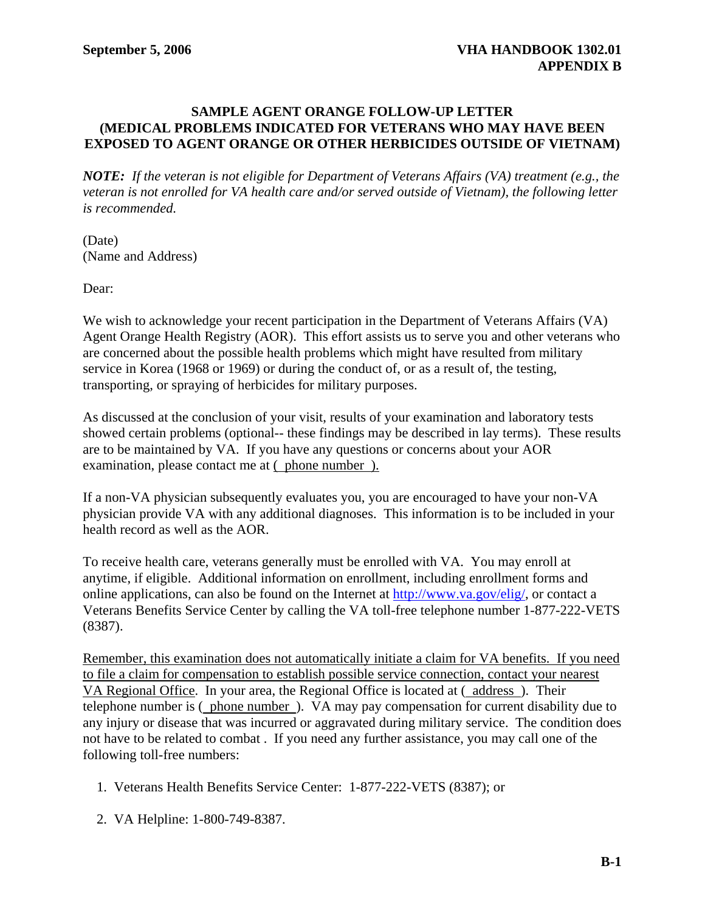## SAMPLE AGENT ORANGE FOLLOW-UP LETTER (MEDICAL PROBLEMS INDICATED FOR VETERANS WHO MAY HAVE BEEN EXPOSED TO AGENT ORANGE OR OTHER HERBICIDES OUTSIDE OF VIETNAM)

***NOTE:*** *If the veteran is not eligible for Department of Veterans Affairs (VA) treatment (e.g., the veteran is not enrolled for VA health care and/or served outside of Vietnam), the following letter is recommended.*

(Date)
(Name and Address)

Dear:

We wish to acknowledge your recent participation in the Department of Veterans Affairs (VA) Agent Orange Health Registry (AOR). This effort assists us to serve you and other veterans who are concerned about the possible health problems which might have resulted from military service in Korea (1968 or 1969) or during the conduct of, or as a result of, the testing, transporting, or spraying of herbicides for military purposes.

As discussed at the conclusion of your visit, results of your examination and laboratory tests showed certain problems (optional-- these findings may be described in lay terms). These results are to be maintained by VA. If you have any questions or concerns about your AOR examination, please contact me at ( phone number ).

If a non-VA physician subsequently evaluates you, you are encouraged to have your non-VA physician provide VA with any additional diagnoses. This information is to be included in your health record as well as the AOR.

To receive health care, veterans generally must be enrolled with VA. You may enroll at anytime, if eligible. Additional information on enrollment, including enrollment forms and online applications, can also be found on the Internet at http://www.va.gov/elig/, or contact a Veterans Benefits Service Center by calling the VA toll-free telephone number 1-877-222-VETS (8387).

Remember, this examination does not automatically initiate a claim for VA benefits. If you need to file a claim for compensation to establish possible service connection, contact your nearest VA Regional Office. In your area, the Regional Office is located at ( address ). Their telephone number is ( phone number ). VA may pay compensation for current disability due to any injury or disease that was incurred or aggravated during military service. The condition does not have to be related to combat . If you need any further assistance, you may call one of the following toll-free numbers:

1. Veterans Health Benefits Service Center: 1-877-222-VETS (8387); or
2. VA Helpline: 1-800-749-8387.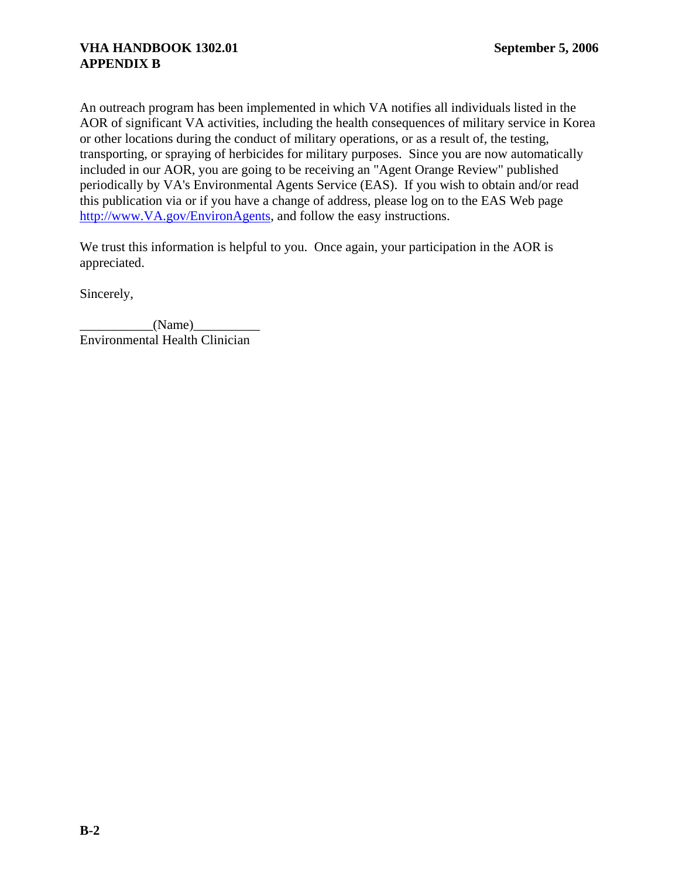An outreach program has been implemented in which VA notifies all individuals listed in the AOR of significant VA activities, including the health consequences of military service in Korea or other locations during the conduct of military operations, or as a result of, the testing, transporting, or spraying of herbicides for military purposes. Since you are now automatically included in our AOR, you are going to be receiving an "Agent Orange Review" published periodically by VA's Environmental Agents Service (EAS). If you wish to obtain and/or read this publication via or if you have a change of address, please log on to the EAS Web page http://www.VA.gov/EnvironAgents, and follow the easy instructions.

We trust this information is helpful to you. Once again, your participation in the AOR is appreciated.

Sincerely,

___________(Name)__________
Environmental Health Clinician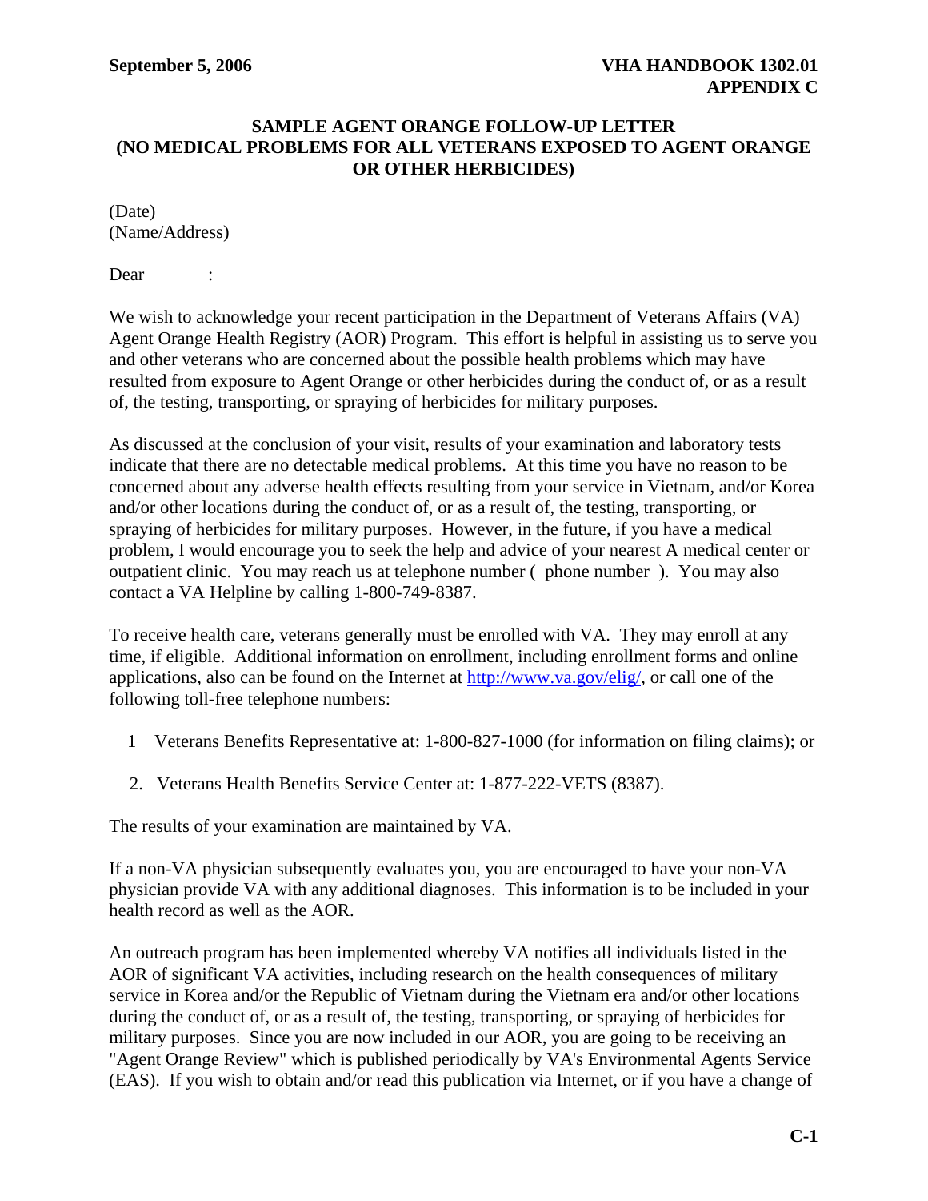**SAMPLE AGENT ORANGE FOLLOW-UP LETTER**
**(NO MEDICAL PROBLEMS FOR ALL VETERANS EXPOSED TO AGENT ORANGE OR OTHER HERBICIDES)**

(Date)
(Name/Address)

Dear _______:

We wish to acknowledge your recent participation in the Department of Veterans Affairs (VA) Agent Orange Health Registry (AOR) Program. This effort is helpful in assisting us to serve you and other veterans who are concerned about the possible health problems which may have resulted from exposure to Agent Orange or other herbicides during the conduct of, or as a result of, the testing, transporting, or spraying of herbicides for military purposes.

As discussed at the conclusion of your visit, results of your examination and laboratory tests indicate that there are no detectable medical problems. At this time you have no reason to be concerned about any adverse health effects resulting from your service in Vietnam, and/or Korea and/or other locations during the conduct of, or as a result of, the testing, transporting, or spraying of herbicides for military purposes. However, in the future, if you have a medical problem, I would encourage you to seek the help and advice of your nearest A medical center or outpatient clinic. You may reach us at telephone number ( phone number ). You may also contact a VA Helpline by calling 1-800-749-8387.

To receive health care, veterans generally must be enrolled with VA. They may enroll at any time, if eligible. Additional information on enrollment, including enrollment forms and online applications, also can be found on the Internet at http://www.va.gov/elig/, or call one of the following toll-free telephone numbers:

1 Veterans Benefits Representative at: 1-800-827-1000 (for information on filing claims); or

2. Veterans Health Benefits Service Center at: 1-877-222-VETS (8387).

The results of your examination are maintained by VA.

If a non-VA physician subsequently evaluates you, you are encouraged to have your non-VA physician provide VA with any additional diagnoses. This information is to be included in your health record as well as the AOR.

An outreach program has been implemented whereby VA notifies all individuals listed in the AOR of significant VA activities, including research on the health consequences of military service in Korea and/or the Republic of Vietnam during the Vietnam era and/or other locations during the conduct of, or as a result of, the testing, transporting, or spraying of herbicides for military purposes. Since you are now included in our AOR, you are going to be receiving an "Agent Orange Review" which is published periodically by VA's Environmental Agents Service (EAS). If you wish to obtain and/or read this publication via Internet, or if you have a change of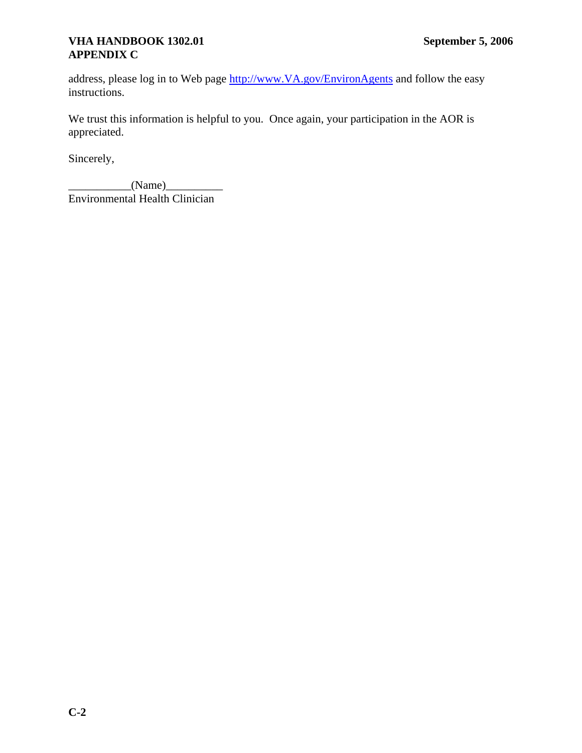address, please log in to Web page [http://www.VA.gov/EnvironAgents](http://www.VA.gov/EnvironAgents) and follow the easy instructions.

We trust this information is helpful to you. Once again, your participation in the AOR is appreciated.

Sincerely,

___________(Name)__________
Environmental Health Clinician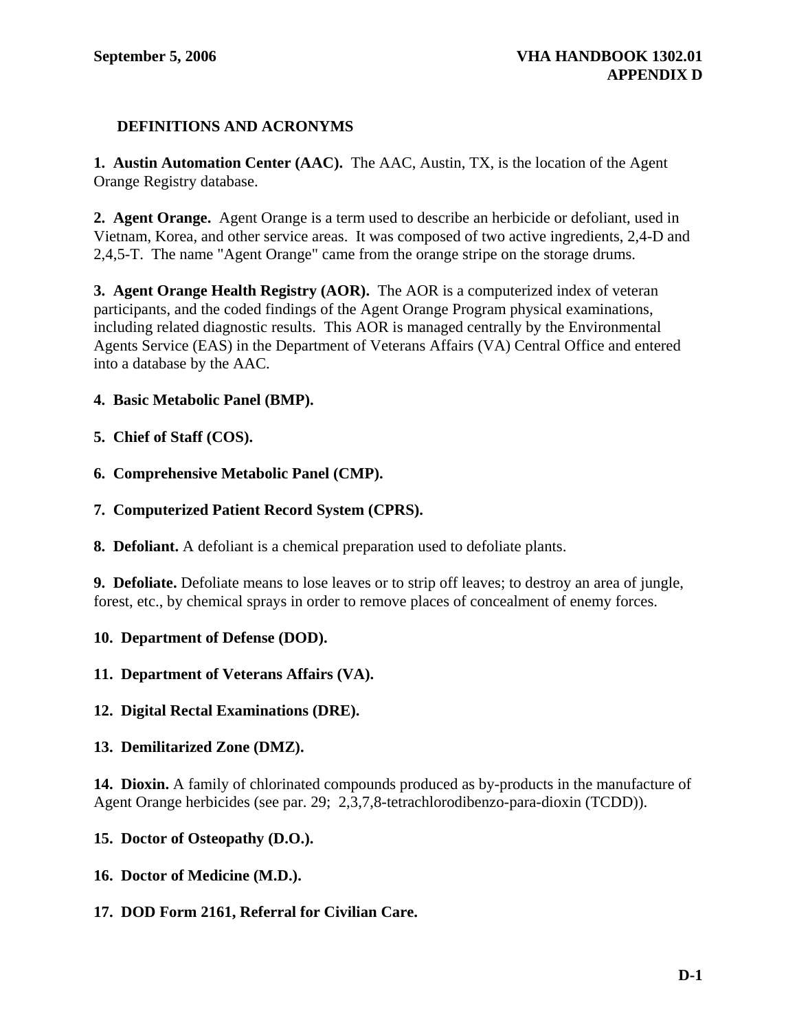## DEFINITIONS AND ACRONYMS

**1. Austin Automation Center (AAC).** The AAC, Austin, TX, is the location of the Agent Orange Registry database.

**2. Agent Orange.** Agent Orange is a term used to describe an herbicide or defoliant, used in Vietnam, Korea, and other service areas. It was composed of two active ingredients, 2,4-D and 2,4,5-T. The name "Agent Orange" came from the orange stripe on the storage drums.

**3. Agent Orange Health Registry (AOR).** The AOR is a computerized index of veteran participants, and the coded findings of the Agent Orange Program physical examinations, including related diagnostic results. This AOR is managed centrally by the Environmental Agents Service (EAS) in the Department of Veterans Affairs (VA) Central Office and entered into a database by the AAC.

**4. Basic Metabolic Panel (BMP).**

**5. Chief of Staff (COS).**

**6. Comprehensive Metabolic Panel (CMP).**

**7. Computerized Patient Record System (CPRS).**

**8. Defoliant.** A defoliant is a chemical preparation used to defoliate plants.

**9. Defoliate.** Defoliate means to lose leaves or to strip off leaves; to destroy an area of jungle, forest, etc., by chemical sprays in order to remove places of concealment of enemy forces.

**10. Department of Defense (DOD).**

**11. Department of Veterans Affairs (VA).**

**12. Digital Rectal Examinations (DRE).**

**13. Demilitarized Zone (DMZ).**

**14. Dioxin.** A family of chlorinated compounds produced as by-products in the manufacture of Agent Orange herbicides (see par. 29; 2,3,7,8-tetrachlorodibenzo-para-dioxin (TCDD)).

**15. Doctor of Osteopathy (D.O.).**

**16. Doctor of Medicine (M.D.).**

**17. DOD Form 2161, Referral for Civilian Care.**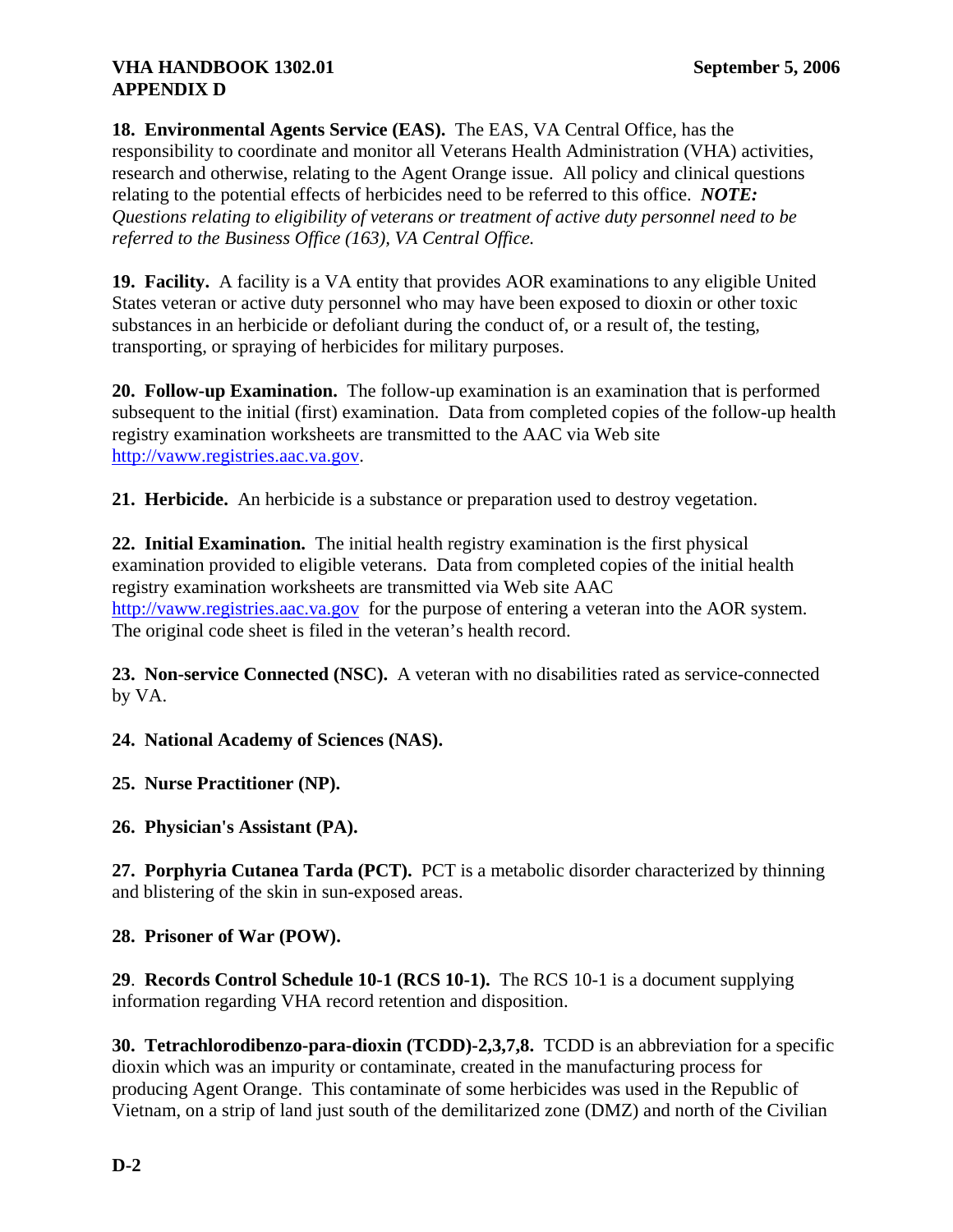**18. Environmental Agents Service (EAS).** The EAS, VA Central Office, has the responsibility to coordinate and monitor all Veterans Health Administration (VHA) activities, research and otherwise, relating to the Agent Orange issue. All policy and clinical questions relating to the potential effects of herbicides need to be referred to this office. ***NOTE:*** *Questions relating to eligibility of veterans or treatment of active duty personnel need to be referred to the Business Office (163), VA Central Office.*

**19. Facility.** A facility is a VA entity that provides AOR examinations to any eligible United States veteran or active duty personnel who may have been exposed to dioxin or other toxic substances in an herbicide or defoliant during the conduct of, or a result of, the testing, transporting, or spraying of herbicides for military purposes.

**20. Follow-up Examination.** The follow-up examination is an examination that is performed subsequent to the initial (first) examination. Data from completed copies of the follow-up health registry examination worksheets are transmitted to the AAC via Web site http://vaww.registries.aac.va.gov.

**21. Herbicide.** An herbicide is a substance or preparation used to destroy vegetation.

**22. Initial Examination.** The initial health registry examination is the first physical examination provided to eligible veterans. Data from completed copies of the initial health registry examination worksheets are transmitted via Web site AAC http://vaww.registries.aac.va.gov for the purpose of entering a veteran into the AOR system. The original code sheet is filed in the veteran's health record.

**23. Non-service Connected (NSC).** A veteran with no disabilities rated as service-connected by VA.

**24. National Academy of Sciences (NAS).**

**25. Nurse Practitioner (NP).**

**26. Physician's Assistant (PA).**

**27. Porphyria Cutanea Tarda (PCT).** PCT is a metabolic disorder characterized by thinning and blistering of the skin in sun-exposed areas.

**28. Prisoner of War (POW).**

**29**. **Records Control Schedule 10-1 (RCS 10-1).** The RCS 10-1 is a document supplying information regarding VHA record retention and disposition.

**30. Tetrachlorodibenzo-para-dioxin (TCDD)-2,3,7,8.** TCDD is an abbreviation for a specific dioxin which was an impurity or contaminate, created in the manufacturing process for producing Agent Orange. This contaminate of some herbicides was used in the Republic of Vietnam, on a strip of land just south of the demilitarized zone (DMZ) and north of the Civilian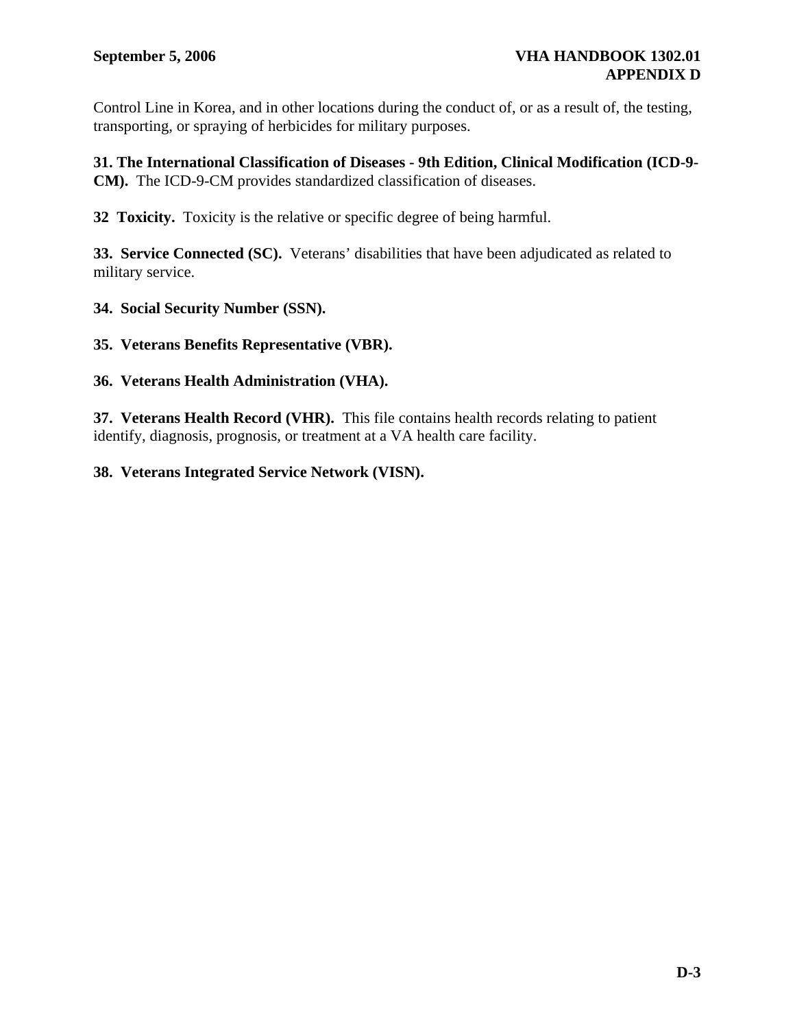Control Line in Korea, and in other locations during the conduct of, or as a result of, the testing, transporting, or spraying of herbicides for military purposes.

**31. The International Classification of Diseases - 9th Edition, Clinical Modification (ICD-9-CM).** The ICD-9-CM provides standardized classification of diseases.

**32 Toxicity.** Toxicity is the relative or specific degree of being harmful.

**33. Service Connected (SC).** Veterans' disabilities that have been adjudicated as related to military service.

**34. Social Security Number (SSN).**

**35. Veterans Benefits Representative (VBR).**

**36. Veterans Health Administration (VHA).**

**37. Veterans Health Record (VHR).** This file contains health records relating to patient identify, diagnosis, prognosis, or treatment at a VA health care facility.

**38. Veterans Integrated Service Network (VISN).**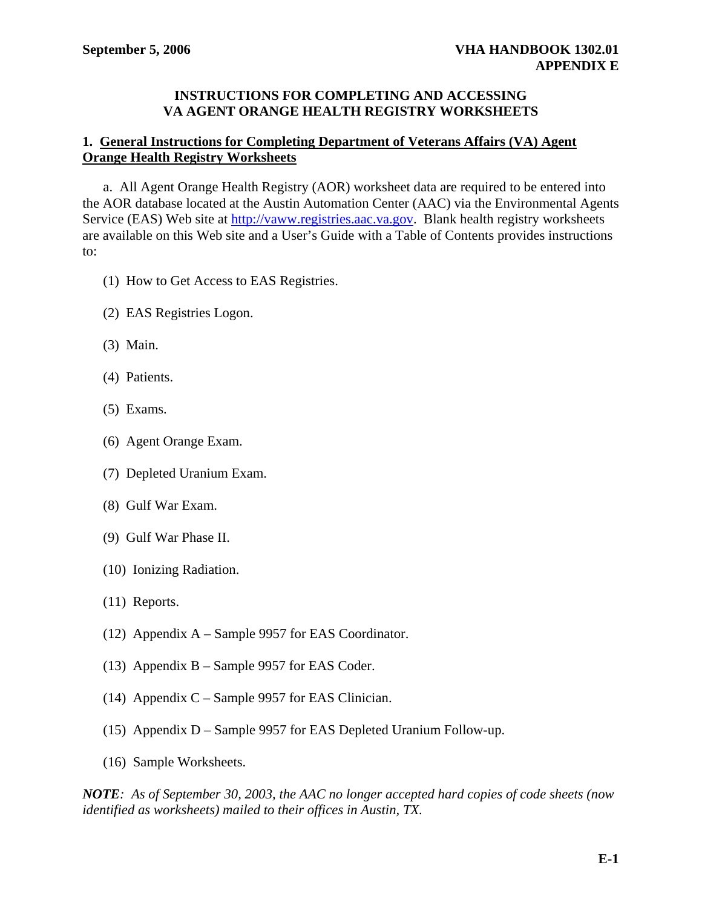## INSTRUCTIONS FOR COMPLETING AND ACCESSING VA AGENT ORANGE HEALTH REGISTRY WORKSHEETS

### 1. General Instructions for Completing Department of Veterans Affairs (VA) Agent Orange Health Registry Worksheets

a. All Agent Orange Health Registry (AOR) worksheet data are required to be entered into the AOR database located at the Austin Automation Center (AAC) via the Environmental Agents Service (EAS) Web site at http://vaww.registries.aac.va.gov. Blank health registry worksheets are available on this Web site and a User's Guide with a Table of Contents provides instructions to:

(1) How to Get Access to EAS Registries.

(2) EAS Registries Logon.

(3) Main.

(4) Patients.

(5) Exams.

(6) Agent Orange Exam.

(7) Depleted Uranium Exam.

(8) Gulf War Exam.

(9) Gulf War Phase II.

(10) Ionizing Radiation.

(11) Reports.

(12) Appendix A – Sample 9957 for EAS Coordinator.

(13) Appendix B – Sample 9957 for EAS Coder.

(14) Appendix C – Sample 9957 for EAS Clinician.

(15) Appendix D – Sample 9957 for EAS Depleted Uranium Follow-up.

(16) Sample Worksheets.

***NOTE**: As of September 30, 2003, the AAC no longer accepted hard copies of code sheets (now identified as worksheets) mailed to their offices in Austin, TX.*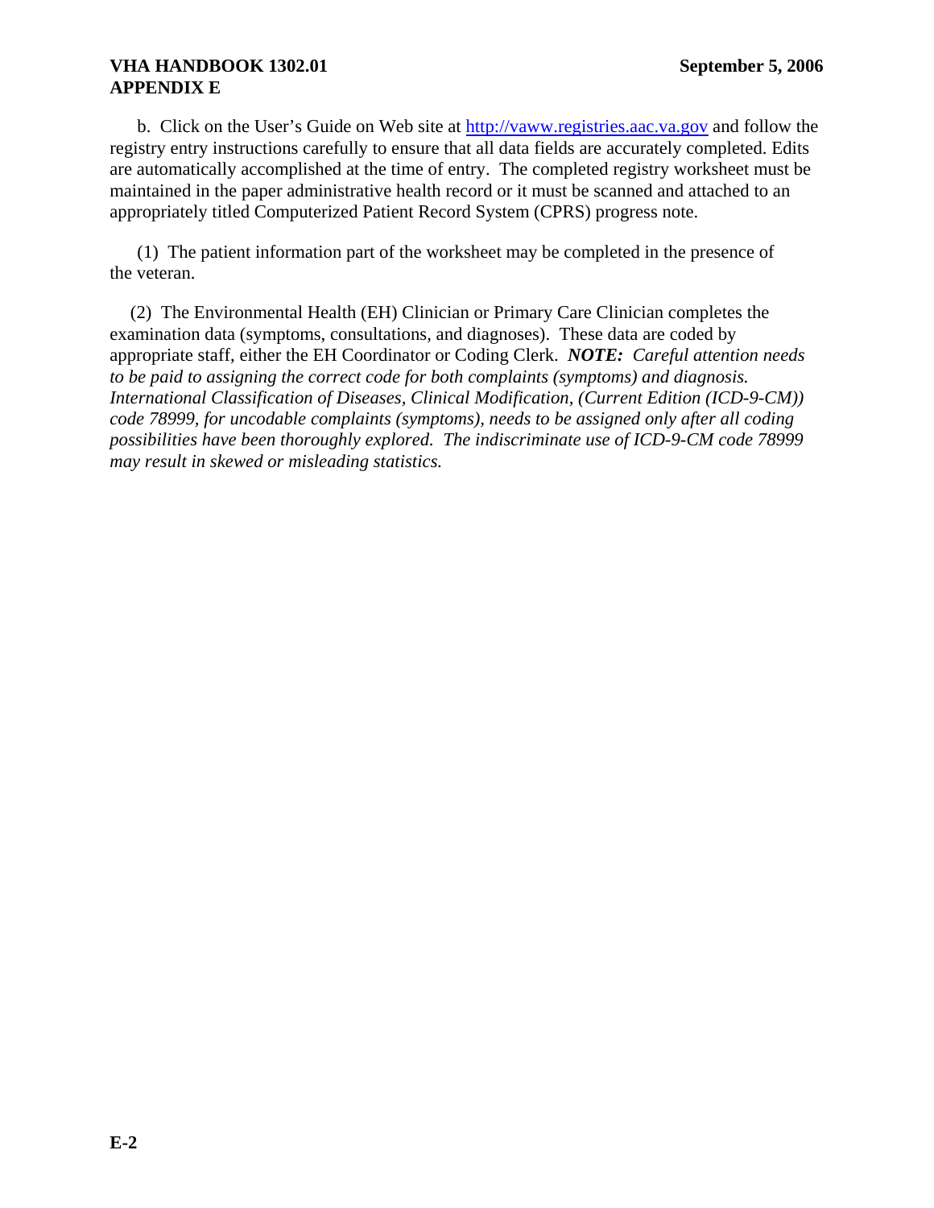b. Click on the User's Guide on Web site at [http://vaww.registries.aac.va.gov](http://vaww.registries.aac.va.gov) and follow the registry entry instructions carefully to ensure that all data fields are accurately completed. Edits are automatically accomplished at the time of entry. The completed registry worksheet must be maintained in the paper administrative health record or it must be scanned and attached to an appropriately titled Computerized Patient Record System (CPRS) progress note.

(1) The patient information part of the worksheet may be completed in the presence of the veteran.

(2) The Environmental Health (EH) Clinician or Primary Care Clinician completes the examination data (symptoms, consultations, and diagnoses). These data are coded by appropriate staff, either the EH Coordinator or Coding Clerk. ***NOTE:*** *Careful attention needs to be paid to assigning the correct code for both complaints (symptoms) and diagnosis. International Classification of Diseases, Clinical Modification, (Current Edition (ICD-9-CM)) code 78999, for uncodable complaints (symptoms), needs to be assigned only after all coding possibilities have been thoroughly explored. The indiscriminate use of ICD-9-CM code 78999 may result in skewed or misleading statistics.*